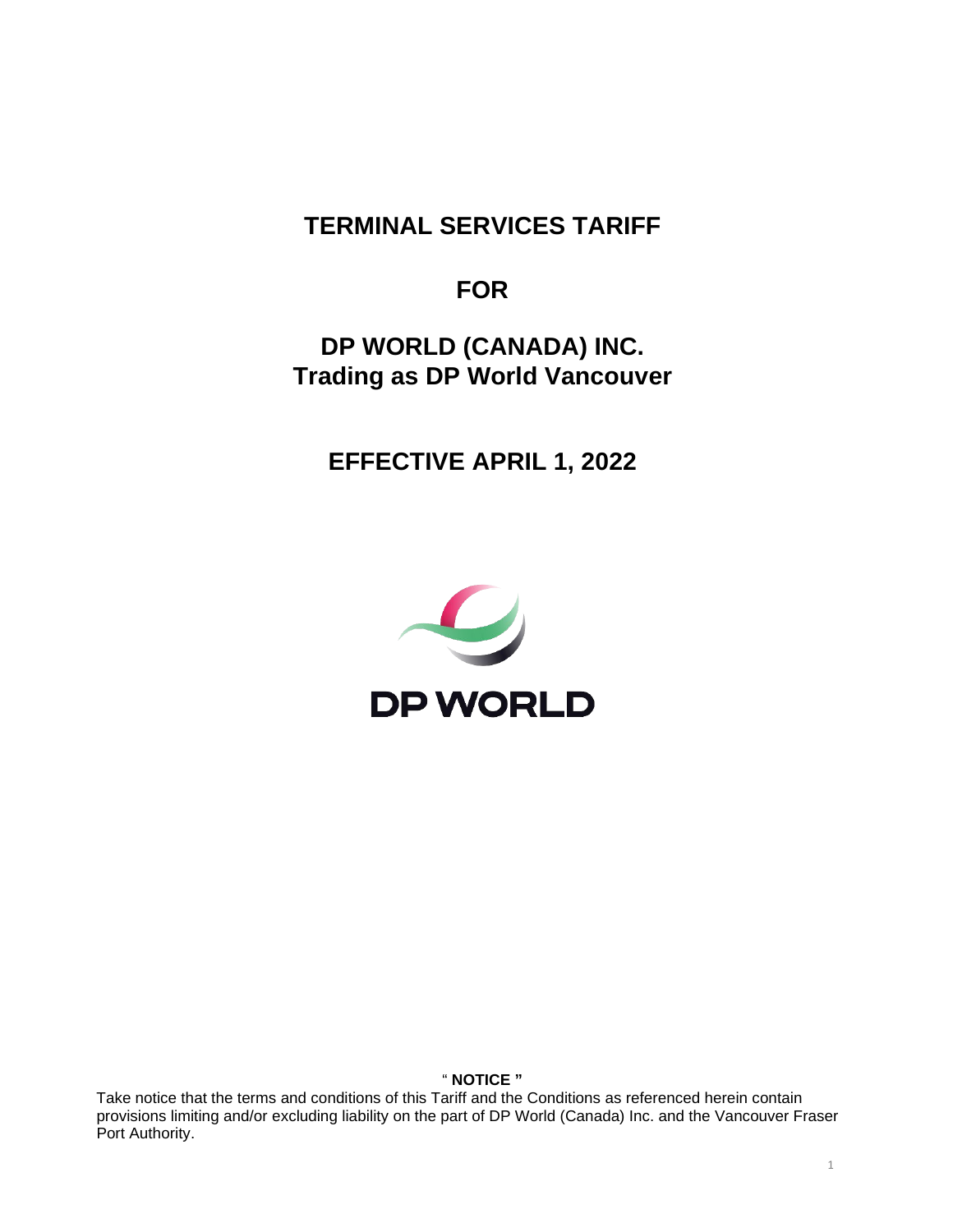# TERMINAL SERVICES TARIFF

# FOR

# DP WORLD (CANADA) INC.
# Trading as DP World Vancouver

# EFFECTIVE APRIL 1, 2022

DP WORLD

" **NOTICE** "

Take notice that the terms and conditions of this Tariff and the Conditions as referenced herein contain provisions limiting and/or excluding liability on the part of DP World (Canada) Inc. and the Vancouver Fraser Port Authority.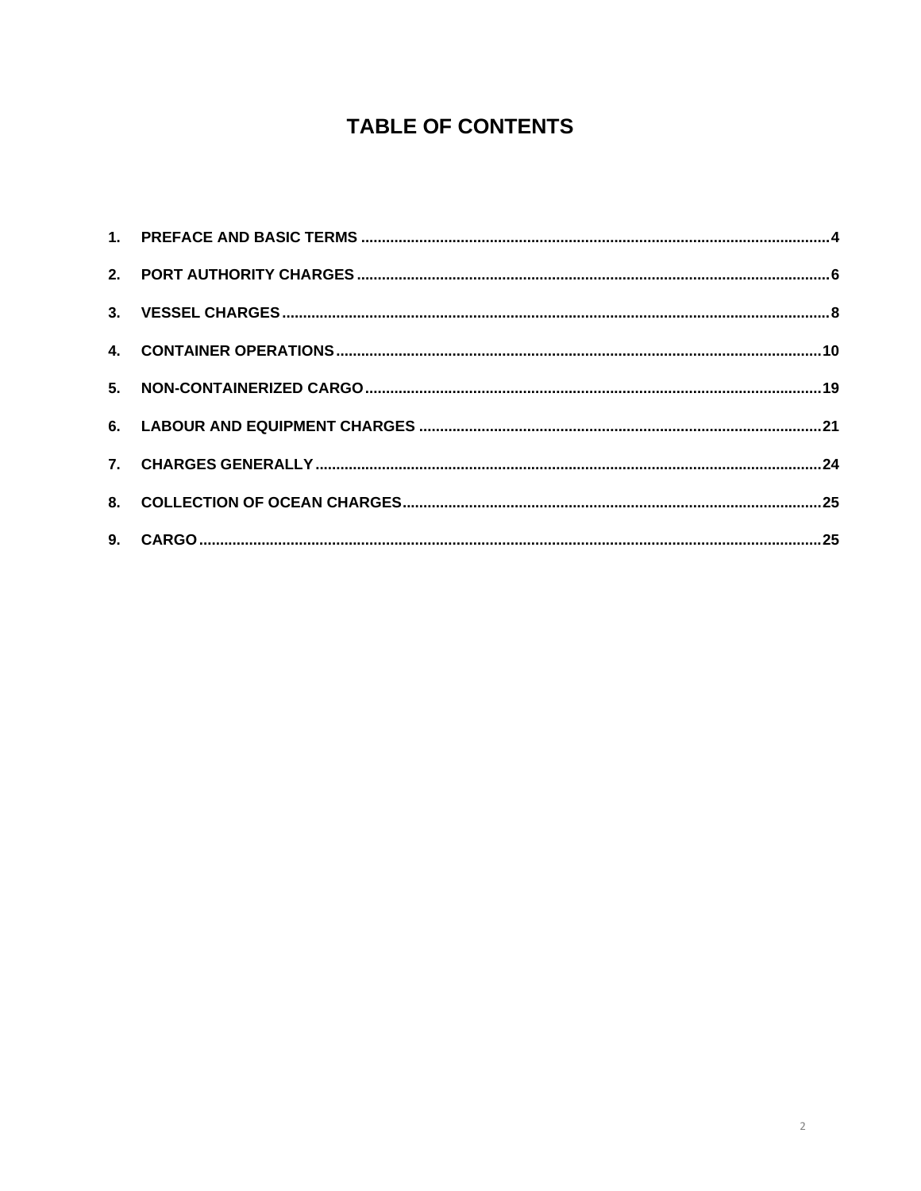# TABLE OF CONTENTS

1. PREFACE AND BASIC TERMS ........................................ 4
2. PORT AUTHORITY CHARGES ........................................ 6
3. VESSEL CHARGES ........................................ 8
4. CONTAINER OPERATIONS ........................................ 10
5. NON-CONTAINERIZED CARGO ........................................ 19
6. LABOUR AND EQUIPMENT CHARGES ........................................ 21
7. CHARGES GENERALLY ........................................ 24
8. COLLECTION OF OCEAN CHARGES ........................................ 25
9. CARGO ........................................ 25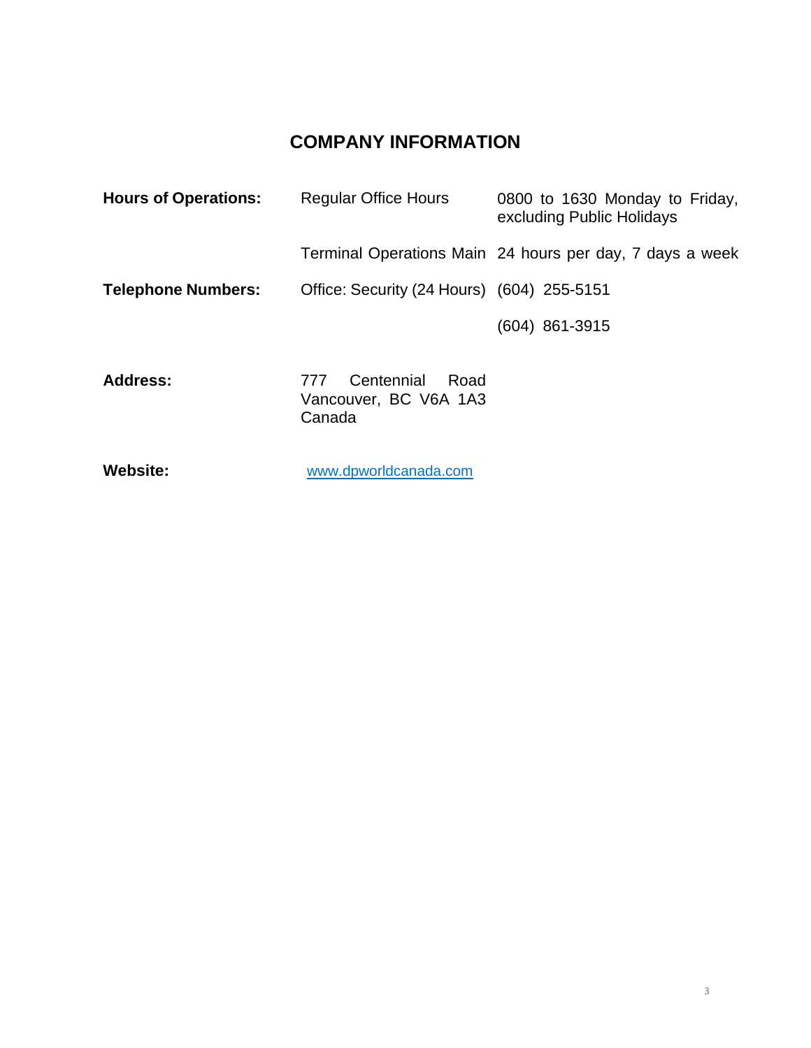# COMPANY INFORMATION

| | | |
|---|---|---|
| **Hours of Operations:** | Regular Office Hours | 0800 to 1630 Monday to Friday, excluding Public Holidays |
| | Terminal Operations Main | 24 hours per day, 7 days a week |
| **Telephone Numbers:** | Office: Security (24 Hours) | (604) 255-5151 |
| | | (604) 861-3915 |
| **Address:** | 777 Centennial Road Vancouver, BC V6A 1A3 Canada | |
| **Website:** | www.dpworldcanada.com | |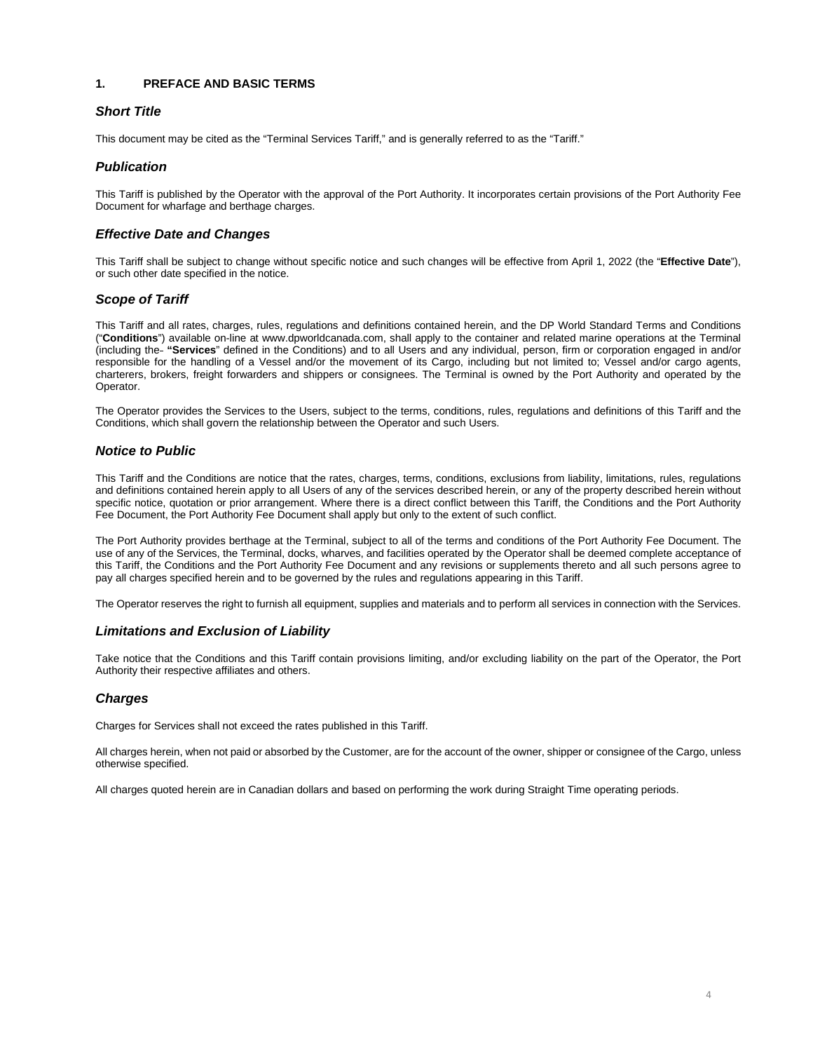# 1. PREFACE AND BASIC TERMS

### *Short Title*

This document may be cited as the "Terminal Services Tariff," and is generally referred to as the "Tariff."

### *Publication*

This Tariff is published by the Operator with the approval of the Port Authority. It incorporates certain provisions of the Port Authority Fee Document for wharfage and berthage charges.

### *Effective Date and Changes*

This Tariff shall be subject to change without specific notice and such changes will be effective from April 1, 2022 (the "**Effective Date**"), or such other date specified in the notice.

### *Scope of Tariff*

This Tariff and all rates, charges, rules, regulations and definitions contained herein, and the DP World Standard Terms and Conditions ("**Conditions**") available on-line at www.dpworldcanada.com, shall apply to the container and related marine operations at the Terminal (including the **"Services**" defined in the Conditions) and to all Users and any individual, person, firm or corporation engaged in and/or responsible for the handling of a Vessel and/or the movement of its Cargo, including but not limited to; Vessel and/or cargo agents, charterers, brokers, freight forwarders and shippers or consignees. The Terminal is owned by the Port Authority and operated by the Operator.

The Operator provides the Services to the Users, subject to the terms, conditions, rules, regulations and definitions of this Tariff and the Conditions, which shall govern the relationship between the Operator and such Users.

### *Notice to Public*

This Tariff and the Conditions are notice that the rates, charges, terms, conditions, exclusions from liability, limitations, rules, regulations and definitions contained herein apply to all Users of any of the services described herein, or any of the property described herein without specific notice, quotation or prior arrangement. Where there is a direct conflict between this Tariff, the Conditions and the Port Authority Fee Document, the Port Authority Fee Document shall apply but only to the extent of such conflict.

The Port Authority provides berthage at the Terminal, subject to all of the terms and conditions of the Port Authority Fee Document. The use of any of the Services, the Terminal, docks, wharves, and facilities operated by the Operator shall be deemed complete acceptance of this Tariff, the Conditions and the Port Authority Fee Document and any revisions or supplements thereto and all such persons agree to pay all charges specified herein and to be governed by the rules and regulations appearing in this Tariff.

The Operator reserves the right to furnish all equipment, supplies and materials and to perform all services in connection with the Services.

### *Limitations and Exclusion of Liability*

Take notice that the Conditions and this Tariff contain provisions limiting, and/or excluding liability on the part of the Operator, the Port Authority their respective affiliates and others.

### *Charges*

Charges for Services shall not exceed the rates published in this Tariff.

All charges herein, when not paid or absorbed by the Customer, are for the account of the owner, shipper or consignee of the Cargo, unless otherwise specified.

All charges quoted herein are in Canadian dollars and based on performing the work during Straight Time operating periods.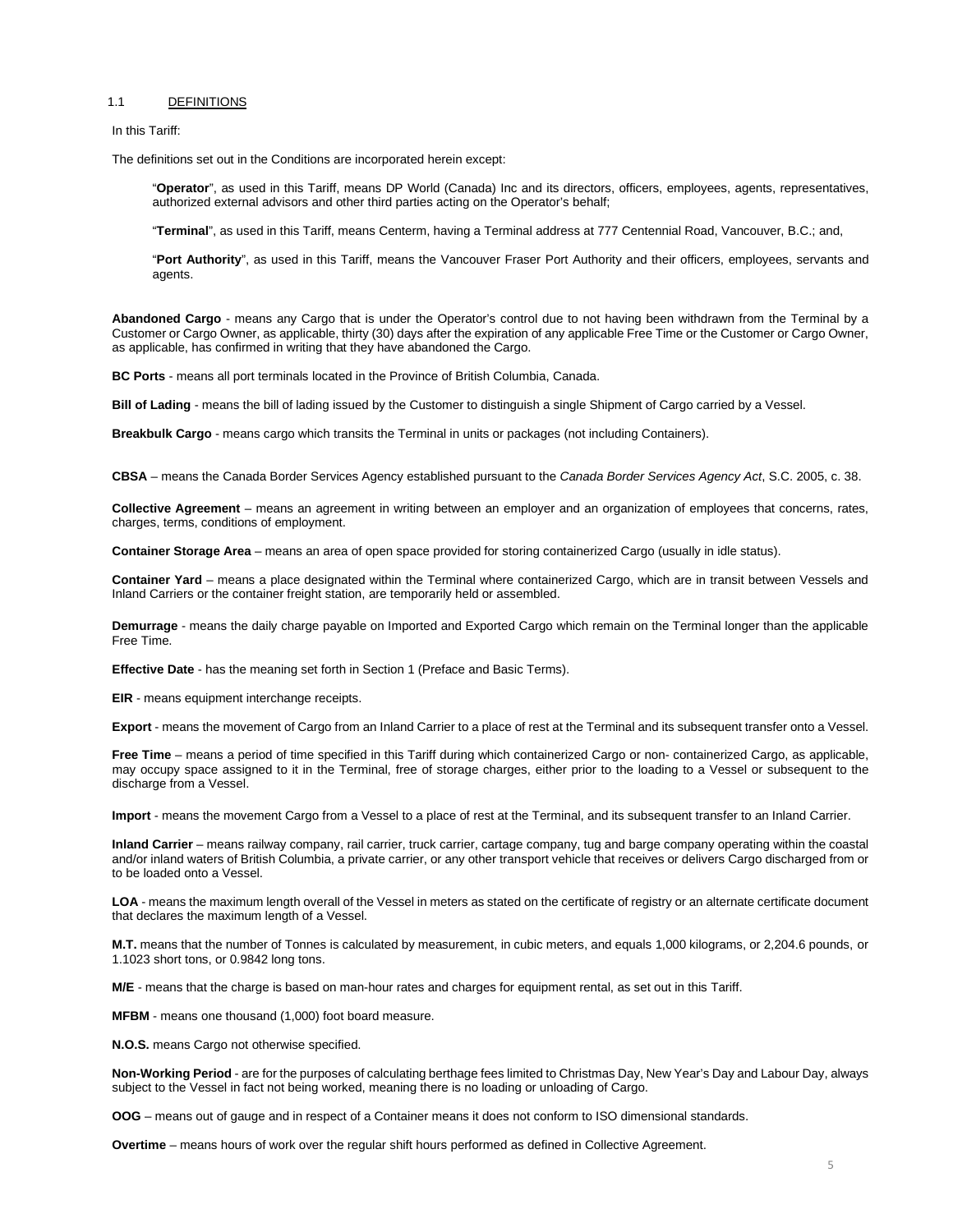## 1.1 DEFINITIONS

In this Tariff:

The definitions set out in the Conditions are incorporated herein except:

> "**Operator**", as used in this Tariff, means DP World (Canada) Inc and its directors, officers, employees, agents, representatives, authorized external advisors and other third parties acting on the Operator's behalf;
>
> "**Terminal**", as used in this Tariff, means Centerm, having a Terminal address at 777 Centennial Road, Vancouver, B.C.; and,
>
> "**Port Authority**", as used in this Tariff, means the Vancouver Fraser Port Authority and their officers, employees, servants and agents.

**Abandoned Cargo** - means any Cargo that is under the Operator's control due to not having been withdrawn from the Terminal by a Customer or Cargo Owner, as applicable, thirty (30) days after the expiration of any applicable Free Time or the Customer or Cargo Owner, as applicable, has confirmed in writing that they have abandoned the Cargo.

**BC Ports** - means all port terminals located in the Province of British Columbia, Canada.

**Bill of Lading** - means the bill of lading issued by the Customer to distinguish a single Shipment of Cargo carried by a Vessel.

**Breakbulk Cargo** - means cargo which transits the Terminal in units or packages (not including Containers).

**CBSA** – means the Canada Border Services Agency established pursuant to the *Canada Border Services Agency Act*, S.C. 2005, c. 38.

**Collective Agreement** – means an agreement in writing between an employer and an organization of employees that concerns, rates, charges, terms, conditions of employment.

**Container Storage Area** – means an area of open space provided for storing containerized Cargo (usually in idle status).

**Container Yard** – means a place designated within the Terminal where containerized Cargo, which are in transit between Vessels and Inland Carriers or the container freight station, are temporarily held or assembled.

**Demurrage** - means the daily charge payable on Imported and Exported Cargo which remain on the Terminal longer than the applicable Free Time.

**Effective Date** - has the meaning set forth in Section 1 (Preface and Basic Terms).

**EIR** - means equipment interchange receipts.

**Export** - means the movement of Cargo from an Inland Carrier to a place of rest at the Terminal and its subsequent transfer onto a Vessel.

**Free Time** – means a period of time specified in this Tariff during which containerized Cargo or non- containerized Cargo, as applicable, may occupy space assigned to it in the Terminal, free of storage charges, either prior to the loading to a Vessel or subsequent to the discharge from a Vessel.

**Import** - means the movement Cargo from a Vessel to a place of rest at the Terminal, and its subsequent transfer to an Inland Carrier.

**Inland Carrier** – means railway company, rail carrier, truck carrier, cartage company, tug and barge company operating within the coastal and/or inland waters of British Columbia, a private carrier, or any other transport vehicle that receives or delivers Cargo discharged from or to be loaded onto a Vessel.

**LOA** - means the maximum length overall of the Vessel in meters as stated on the certificate of registry or an alternate certificate document that declares the maximum length of a Vessel.

**M.T.** means that the number of Tonnes is calculated by measurement, in cubic meters, and equals 1,000 kilograms, or 2,204.6 pounds, or 1.1023 short tons, or 0.9842 long tons.

**M/E** - means that the charge is based on man-hour rates and charges for equipment rental, as set out in this Tariff.

**MFBM** - means one thousand (1,000) foot board measure.

**N.O.S.** means Cargo not otherwise specified.

**Non-Working Period** - are for the purposes of calculating berthage fees limited to Christmas Day, New Year's Day and Labour Day, always subject to the Vessel in fact not being worked, meaning there is no loading or unloading of Cargo.

**OOG** – means out of gauge and in respect of a Container means it does not conform to ISO dimensional standards.

**Overtime** – means hours of work over the regular shift hours performed as defined in Collective Agreement.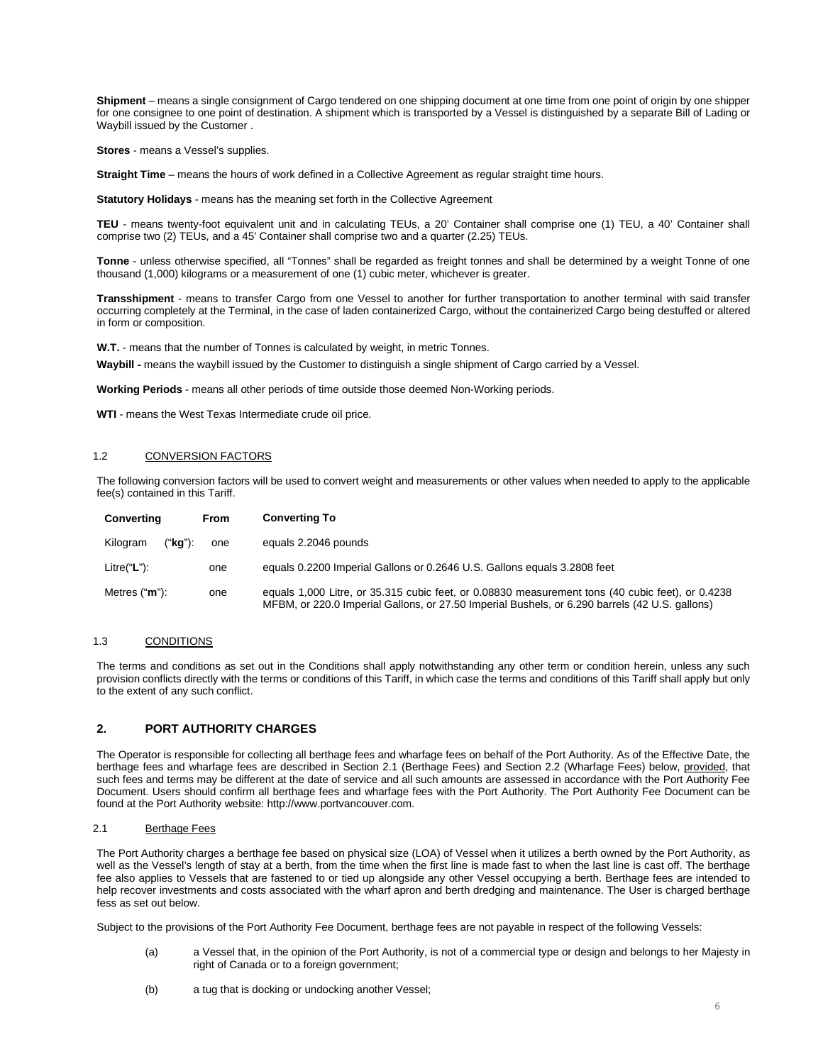**Shipment** – means a single consignment of Cargo tendered on one shipping document at one time from one point of origin by one shipper for one consignee to one point of destination. A shipment which is transported by a Vessel is distinguished by a separate Bill of Lading or Waybill issued by the Customer .

**Stores** - means a Vessel's supplies.

**Straight Time** – means the hours of work defined in a Collective Agreement as regular straight time hours.

**Statutory Holidays** - means has the meaning set forth in the Collective Agreement

**TEU** - means twenty-foot equivalent unit and in calculating TEUs, a 20' Container shall comprise one (1) TEU, a 40' Container shall comprise two (2) TEUs, and a 45' Container shall comprise two and a quarter (2.25) TEUs.

**Tonne** - unless otherwise specified, all "Tonnes" shall be regarded as freight tonnes and shall be determined by a weight Tonne of one thousand (1,000) kilograms or a measurement of one (1) cubic meter, whichever is greater.

**Transshipment** - means to transfer Cargo from one Vessel to another for further transportation to another terminal with said transfer occurring completely at the Terminal, in the case of laden containerized Cargo, without the containerized Cargo being destuffed or altered in form or composition.

**W.T.** - means that the number of Tonnes is calculated by weight, in metric Tonnes.

**Waybill -** means the waybill issued by the Customer to distinguish a single shipment of Cargo carried by a Vessel.

**Working Periods** - means all other periods of time outside those deemed Non-Working periods.

**WTI** - means the West Texas Intermediate crude oil price.

### 1.2 CONVERSION FACTORS

The following conversion factors will be used to convert weight and measurements or other values when needed to apply to the applicable fee(s) contained in this Tariff.

| Converting | From | Converting To |
|---|---|---|
| Kilogram ("**kg**"): | one | equals 2.2046 pounds |
| Litre("**L**"): | one | equals 0.2200 Imperial Gallons or 0.2646 U.S. Gallons equals 3.2808 feet |
| Metres ("**m**"): | one | equals 1,000 Litre, or 35.315 cubic feet, or 0.08830 measurement tons (40 cubic feet), or 0.4238 MFBM, or 220.0 Imperial Gallons, or 27.50 Imperial Bushels, or 6.290 barrels (42 U.S. gallons) |

### 1.3 CONDITIONS

The terms and conditions as set out in the Conditions shall apply notwithstanding any other term or condition herein, unless any such provision conflicts directly with the terms or conditions of this Tariff, in which case the terms and conditions of this Tariff shall apply but only to the extent of any such conflict.

## 2. PORT AUTHORITY CHARGES

The Operator is responsible for collecting all berthage fees and wharfage fees on behalf of the Port Authority. As of the Effective Date, the berthage fees and wharfage fees are described in Section 2.1 (Berthage Fees) and Section 2.2 (Wharfage Fees) below, provided, that such fees and terms may be different at the date of service and all such amounts are assessed in accordance with the Port Authority Fee Document. Users should confirm all berthage fees and wharfage fees with the Port Authority. The Port Authority Fee Document can be found at the Port Authority website: http://www.portvancouver.com.

### 2.1 Berthage Fees

The Port Authority charges a berthage fee based on physical size (LOA) of Vessel when it utilizes a berth owned by the Port Authority, as well as the Vessel's length of stay at a berth, from the time when the first line is made fast to when the last line is cast off. The berthage fee also applies to Vessels that are fastened to or tied up alongside any other Vessel occupying a berth. Berthage fees are intended to help recover investments and costs associated with the wharf apron and berth dredging and maintenance. The User is charged berthage fess as set out below.

Subject to the provisions of the Port Authority Fee Document, berthage fees are not payable in respect of the following Vessels:

(a) a Vessel that, in the opinion of the Port Authority, is not of a commercial type or design and belongs to her Majesty in right of Canada or to a foreign government;

(b) a tug that is docking or undocking another Vessel;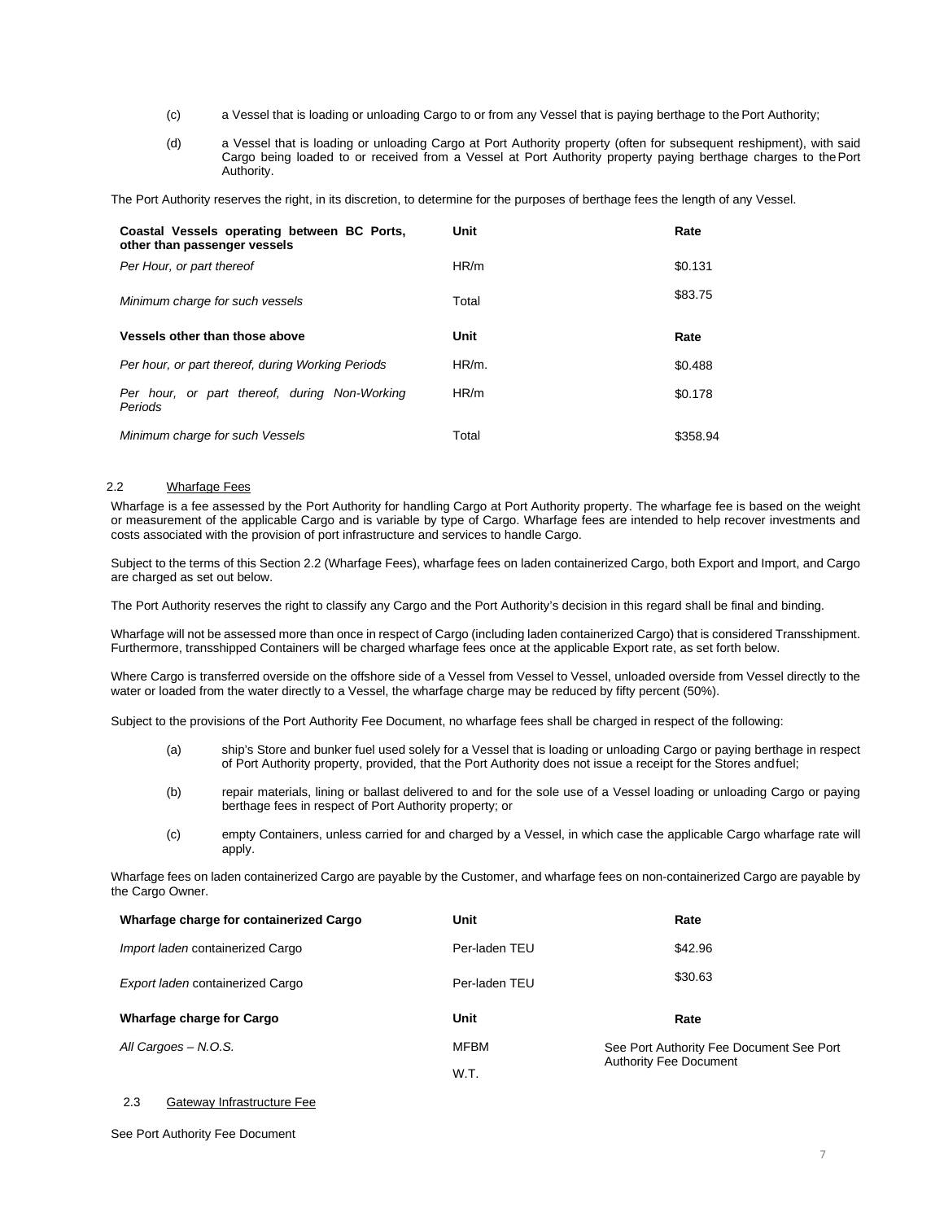(c) a Vessel that is loading or unloading Cargo to or from any Vessel that is paying berthage to the Port Authority;

(d) a Vessel that is loading or unloading Cargo at Port Authority property (often for subsequent reshipment), with said Cargo being loaded to or received from a Vessel at Port Authority property paying berthage charges to the Port Authority.

The Port Authority reserves the right, in its discretion, to determine for the purposes of berthage fees the length of any Vessel.

| **Coastal Vessels operating between BC Ports, other than passenger vessels** | **Unit** | **Rate** |
|---|---|---|
| *Per Hour, or part thereof* | HR/m | $0.131 |
| *Minimum charge for such vessels* | Total | $83.75 |
| **Vessels other than those above** | **Unit** | **Rate** |
| *Per hour, or part thereof, during Working Periods* | HR/m. | $0.488 |
| *Per hour, or part thereof, during Non-Working Periods* | HR/m | $0.178 |
| *Minimum charge for such Vessels* | Total | $358.94 |

## 2.2 Wharfage Fees

Wharfage is a fee assessed by the Port Authority for handling Cargo at Port Authority property. The wharfage fee is based on the weight or measurement of the applicable Cargo and is variable by type of Cargo. Wharfage fees are intended to help recover investments and costs associated with the provision of port infrastructure and services to handle Cargo.

Subject to the terms of this Section 2.2 (Wharfage Fees), wharfage fees on laden containerized Cargo, both Export and Import, and Cargo are charged as set out below.

The Port Authority reserves the right to classify any Cargo and the Port Authority's decision in this regard shall be final and binding.

Wharfage will not be assessed more than once in respect of Cargo (including laden containerized Cargo) that is considered Transshipment. Furthermore, transshipped Containers will be charged wharfage fees once at the applicable Export rate, as set forth below.

Where Cargo is transferred overside on the offshore side of a Vessel from Vessel to Vessel, unloaded overside from Vessel directly to the water or loaded from the water directly to a Vessel, the wharfage charge may be reduced by fifty percent (50%).

Subject to the provisions of the Port Authority Fee Document, no wharfage fees shall be charged in respect of the following:

(a) ship's Store and bunker fuel used solely for a Vessel that is loading or unloading Cargo or paying berthage in respect of Port Authority property, provided, that the Port Authority does not issue a receipt for the Stores and fuel;

(b) repair materials, lining or ballast delivered to and for the sole use of a Vessel loading or unloading Cargo or paying berthage fees in respect of Port Authority property; or

(c) empty Containers, unless carried for and charged by a Vessel, in which case the applicable Cargo wharfage rate will apply.

Wharfage fees on laden containerized Cargo are payable by the Customer, and wharfage fees on non-containerized Cargo are payable by the Cargo Owner.

| **Wharfage charge for containerized Cargo** | **Unit** | **Rate** |
|---|---|---|
| *Import laden* containerized Cargo | Per-laden TEU | $42.96 |
| *Export laden* containerized Cargo | Per-laden TEU | $30.63 |
| **Wharfage charge for Cargo** | **Unit** | **Rate** |
| *All Cargoes – N.O.S.* | MFBM<br>W.T. | See Port Authority Fee Document See Port Authority Fee Document |

## 2.3 Gateway Infrastructure Fee

See Port Authority Fee Document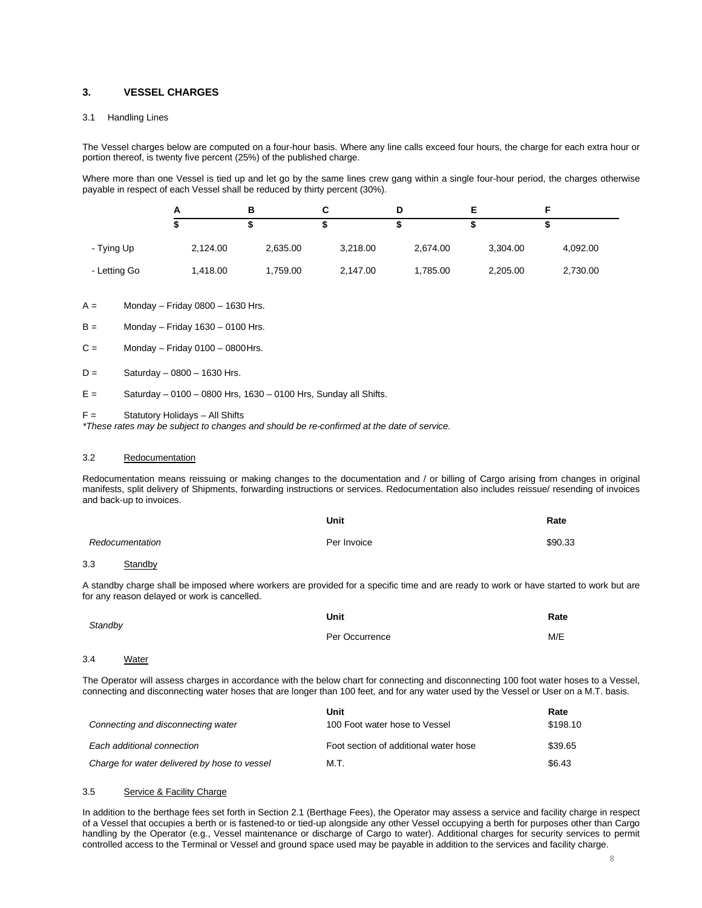## 3. VESSEL CHARGES

### 3.1 Handling Lines

The Vessel charges below are computed on a four-hour basis. Where any line calls exceed four hours, the charge for each extra hour or portion thereof, is twenty five percent (25%) of the published charge.

Where more than one Vessel is tied up and let go by the same lines crew gang within a single four-hour period, the charges otherwise payable in respect of each Vessel shall be reduced by thirty percent (30%).

| | A | B | C | D | E | F |
|---|---|---|---|---|---|---|
| | $ | $ | $ | $ | $ | $ |
| - Tying Up | 2,124.00 | 2,635.00 | 3,218.00 | 2,674.00 | 3,304.00 | 4,092.00 |
| - Letting Go | 1,418.00 | 1,759.00 | 2,147.00 | 1,785.00 | 2,205.00 | 2,730.00 |

A = Monday – Friday 0800 – 1630 Hrs.

B = Monday – Friday 1630 – 0100 Hrs.

C = Monday – Friday 0100 – 0800Hrs.

D = Saturday – 0800 – 1630 Hrs.

E = Saturday – 0100 – 0800 Hrs, 1630 – 0100 Hrs, Sunday all Shifts.

F = Statutory Holidays – All Shifts

*\*These rates may be subject to changes and should be re-confirmed at the date of service.*

### 3.2 Redocumentation

Redocumentation means reissuing or making changes to the documentation and / or billing of Cargo arising from changes in original manifests, split delivery of Shipments, forwarding instructions or services. Redocumentation also includes reissue/ resending of invoices and back-up to invoices.

| | Unit | Rate |
|---|---|---|
| *Redocumentation* | Per Invoice | $90.33 |

### 3.3 Standby

A standby charge shall be imposed where workers are provided for a specific time and are ready to work or have started to work but are for any reason delayed or work is cancelled.

| | Unit | Rate |
|---|---|---|
| *Standby* | Per Occurrence | M/E |

### 3.4 Water

The Operator will assess charges in accordance with the below chart for connecting and disconnecting 100 foot water hoses to a Vessel, connecting and disconnecting water hoses that are longer than 100 feet, and for any water used by the Vessel or User on a M.T. basis.

| | Unit | Rate |
|---|---|---|
| *Connecting and disconnecting water* | 100 Foot water hose to Vessel | $198.10 |
| *Each additional connection* | Foot section of additional water hose | $39.65 |
| *Charge for water delivered by hose to vessel* | M.T. | $6.43 |

### 3.5 Service & Facility Charge

In addition to the berthage fees set forth in Section 2.1 (Berthage Fees), the Operator may assess a service and facility charge in respect of a Vessel that occupies a berth or is fastened-to or tied-up alongside any other Vessel occupying a berth for purposes other than Cargo handling by the Operator (e.g., Vessel maintenance or discharge of Cargo to water). Additional charges for security services to permit controlled access to the Terminal or Vessel and ground space used may be payable in addition to the services and facility charge.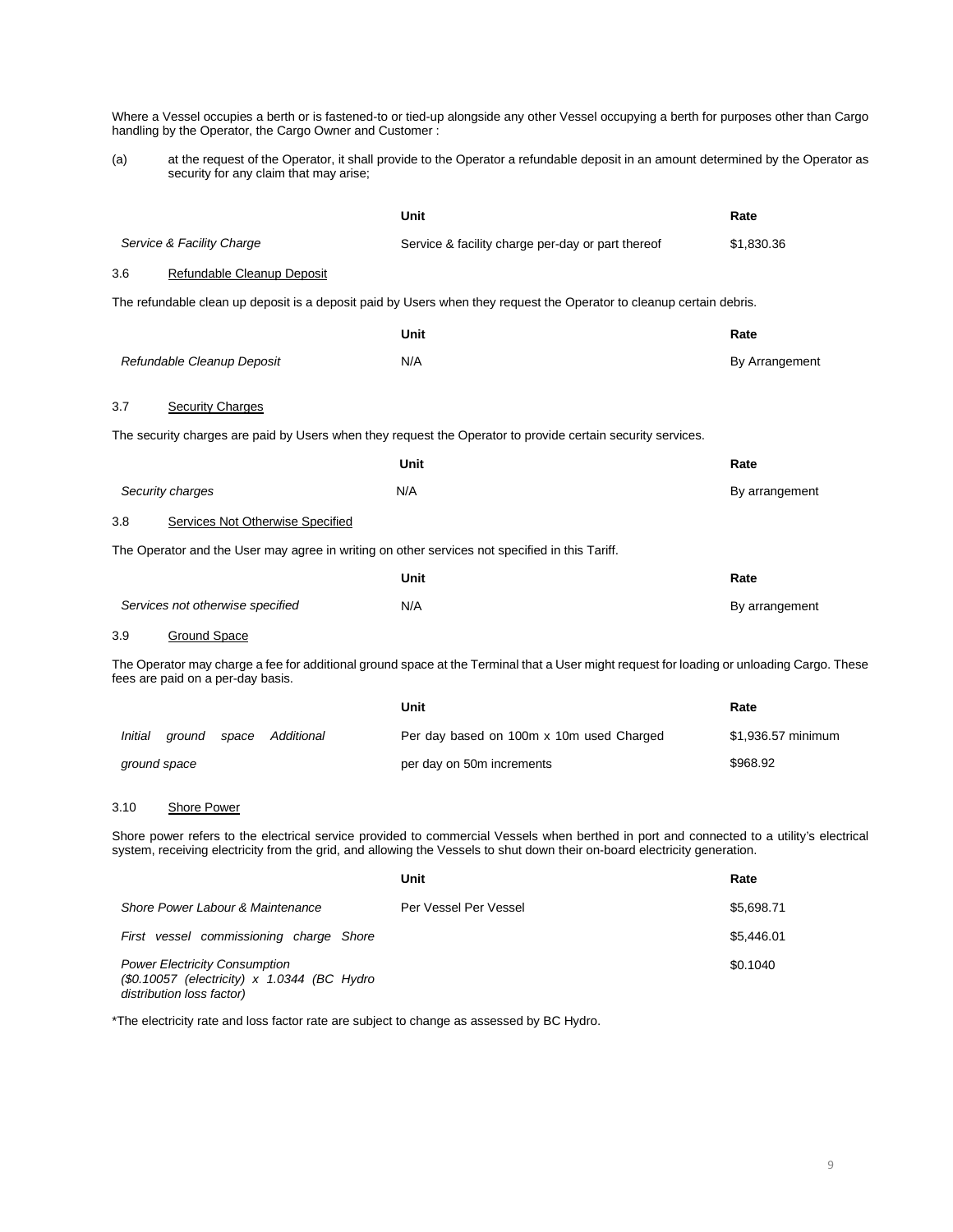Where a Vessel occupies a berth or is fastened-to or tied-up alongside any other Vessel occupying a berth for purposes other than Cargo handling by the Operator, the Cargo Owner and Customer :

(a) at the request of the Operator, it shall provide to the Operator a refundable deposit in an amount determined by the Operator as security for any claim that may arise;

| | Unit | Rate |
|---|---|---|
| *Service & Facility Charge* | Service & facility charge per-day or part thereof | $1,830.36 |

3.6 Refundable Cleanup Deposit

The refundable clean up deposit is a deposit paid by Users when they request the Operator to cleanup certain debris.

| | Unit | Rate |
|---|---|---|
| *Refundable Cleanup Deposit* | N/A | By Arrangement |

3.7 Security Charges

The security charges are paid by Users when they request the Operator to provide certain security services.

| | Unit | Rate |
|---|---|---|
| *Security charges* | N/A | By arrangement |

3.8 Services Not Otherwise Specified

The Operator and the User may agree in writing on other services not specified in this Tariff.

| | Unit | Rate |
|---|---|---|
| *Services not otherwise specified* | N/A | By arrangement |

3.9 Ground Space

The Operator may charge a fee for additional ground space at the Terminal that a User might request for loading or unloading Cargo. These fees are paid on a per-day basis.

| | Unit | Rate |
|---|---|---|
| *Initial ground space Additional ground space* | Per day based on 100m x 10m used Charged per day on 50m increments | $1,936.57 minimum<br>$968.92 |

3.10 Shore Power

Shore power refers to the electrical service provided to commercial Vessels when berthed in port and connected to a utility's electrical system, receiving electricity from the grid, and allowing the Vessels to shut down their on-board electricity generation.

| | Unit | Rate |
|---|---|---|
| *Shore Power Labour & Maintenance* | Per Vessel Per Vessel | $5,698.71 |
| *First vessel commissioning charge Shore* | | $5,446.01 |
| *Power Electricity Consumption ($0.10057 (electricity) x 1.0344 (BC Hydro distribution loss factor)* | | $0.1040 |

*The electricity rate and loss factor rate are subject to change as assessed by BC Hydro.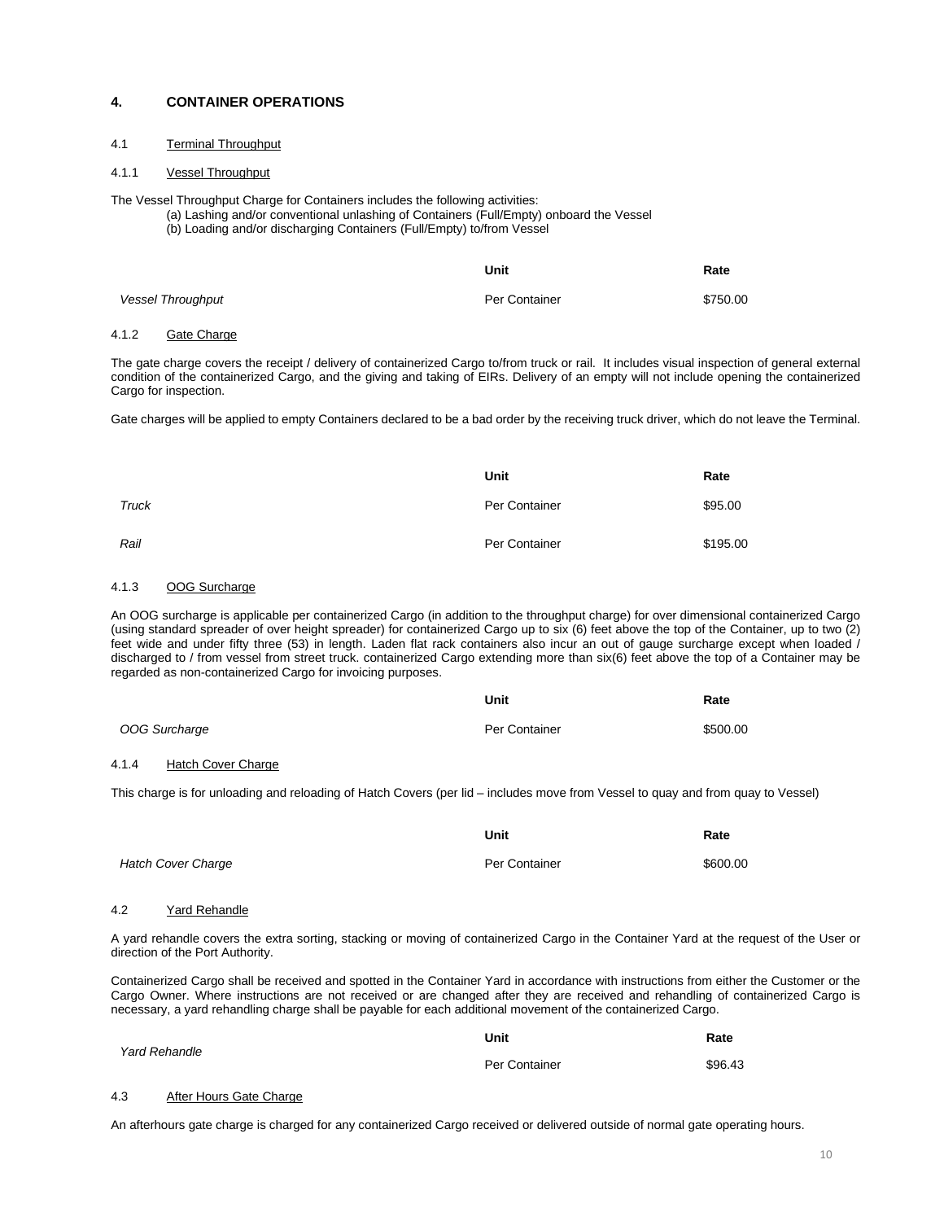## 4. CONTAINER OPERATIONS

### 4.1 Terminal Throughput

#### 4.1.1 Vessel Throughput

The Vessel Throughput Charge for Containers includes the following activities:

(a) Lashing and/or conventional unlashing of Containers (Full/Empty) onboard the Vessel
(b) Loading and/or discharging Containers (Full/Empty) to/from Vessel

| | Unit | Rate |
|---|---|---|
| *Vessel Throughput* | Per Container | $750.00 |

#### 4.1.2 Gate Charge

The gate charge covers the receipt / delivery of containerized Cargo to/from truck or rail. It includes visual inspection of general external condition of the containerized Cargo, and the giving and taking of EIRs. Delivery of an empty will not include opening the containerized Cargo for inspection.

Gate charges will be applied to empty Containers declared to be a bad order by the receiving truck driver, which do not leave the Terminal.

| | Unit | Rate |
|---|---|---|
| *Truck* | Per Container | $95.00 |
| *Rail* | Per Container | $195.00 |

#### 4.1.3 OOG Surcharge

An OOG surcharge is applicable per containerized Cargo (in addition to the throughput charge) for over dimensional containerized Cargo (using standard spreader of over height spreader) for containerized Cargo up to six (6) feet above the top of the Container, up to two (2) feet wide and under fifty three (53) in length. Laden flat rack containers also incur an out of gauge surcharge except when loaded / discharged to / from vessel from street truck. containerized Cargo extending more than six(6) feet above the top of a Container may be regarded as non-containerized Cargo for invoicing purposes.

| | Unit | Rate |
|---|---|---|
| *OOG Surcharge* | Per Container | $500.00 |

#### 4.1.4 Hatch Cover Charge

This charge is for unloading and reloading of Hatch Covers (per lid – includes move from Vessel to quay and from quay to Vessel)

| | Unit | Rate |
|---|---|---|
| *Hatch Cover Charge* | Per Container | $600.00 |

### 4.2 Yard Rehandle

A yard rehandle covers the extra sorting, stacking or moving of containerized Cargo in the Container Yard at the request of the User or direction of the Port Authority.

Containerized Cargo shall be received and spotted in the Container Yard in accordance with instructions from either the Customer or the Cargo Owner. Where instructions are not received or are changed after they are received and rehandling of containerized Cargo is necessary, a yard rehandling charge shall be payable for each additional movement of the containerized Cargo.

| | Unit | Rate |
|---|---|---|
| *Yard Rehandle* | Per Container | $96.43 |

### 4.3 After Hours Gate Charge

An afterhours gate charge is charged for any containerized Cargo received or delivered outside of normal gate operating hours.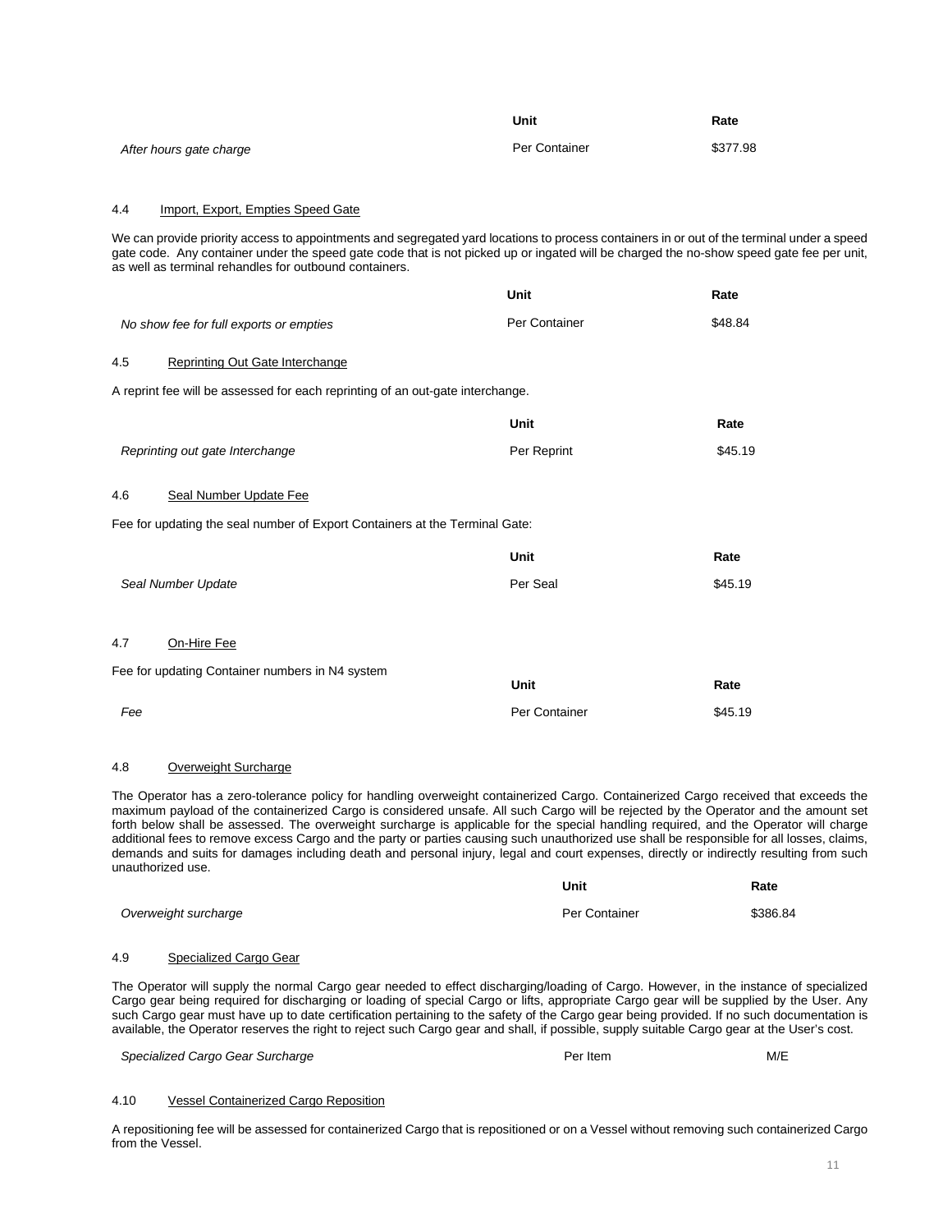| | Unit | Rate |
|---|---|---|
| *After hours gate charge* | Per Container | $377.98 |

4.4 Import, Export, Empties Speed Gate

We can provide priority access to appointments and segregated yard locations to process containers in or out of the terminal under a speed gate code. Any container under the speed gate code that is not picked up or ingated will be charged the no-show speed gate fee per unit, as well as terminal rehandles for outbound containers.

| | Unit | Rate |
|---|---|---|
| *No show fee for full exports or empties* | Per Container | $48.84 |

4.5 Reprinting Out Gate Interchange

A reprint fee will be assessed for each reprinting of an out-gate interchange.

| | Unit | Rate |
|---|---|---|
| *Reprinting out gate Interchange* | Per Reprint | $45.19 |

4.6 Seal Number Update Fee

Fee for updating the seal number of Export Containers at the Terminal Gate:

| | Unit | Rate |
|---|---|---|
| *Seal Number Update* | Per Seal | $45.19 |

4.7 On-Hire Fee

Fee for updating Container numbers in N4 system

| | Unit | Rate |
|---|---|---|
| *Fee* | Per Container | $45.19 |

4.8 Overweight Surcharge

The Operator has a zero-tolerance policy for handling overweight containerized Cargo. Containerized Cargo received that exceeds the maximum payload of the containerized Cargo is considered unsafe. All such Cargo will be rejected by the Operator and the amount set forth below shall be assessed. The overweight surcharge is applicable for the special handling required, and the Operator will charge additional fees to remove excess Cargo and the party or parties causing such unauthorized use shall be responsible for all losses, claims, demands and suits for damages including death and personal injury, legal and court expenses, directly or indirectly resulting from such unauthorized use.

| | Unit | Rate |
|---|---|---|
| *Overweight surcharge* | Per Container | $386.84 |

4.9 Specialized Cargo Gear

The Operator will supply the normal Cargo gear needed to effect discharging/loading of Cargo. However, in the instance of specialized Cargo gear being required for discharging or loading of special Cargo or lifts, appropriate Cargo gear will be supplied by the User. Any such Cargo gear must have up to date certification pertaining to the safety of the Cargo gear being provided. If no such documentation is available, the Operator reserves the right to reject such Cargo gear and shall, if possible, supply suitable Cargo gear at the User's cost.

| | | |
|---|---|---|
| *Specialized Cargo Gear Surcharge* | Per Item | M/E |

4.10 Vessel Containerized Cargo Reposition

A repositioning fee will be assessed for containerized Cargo that is repositioned or on a Vessel without removing such containerized Cargo from the Vessel.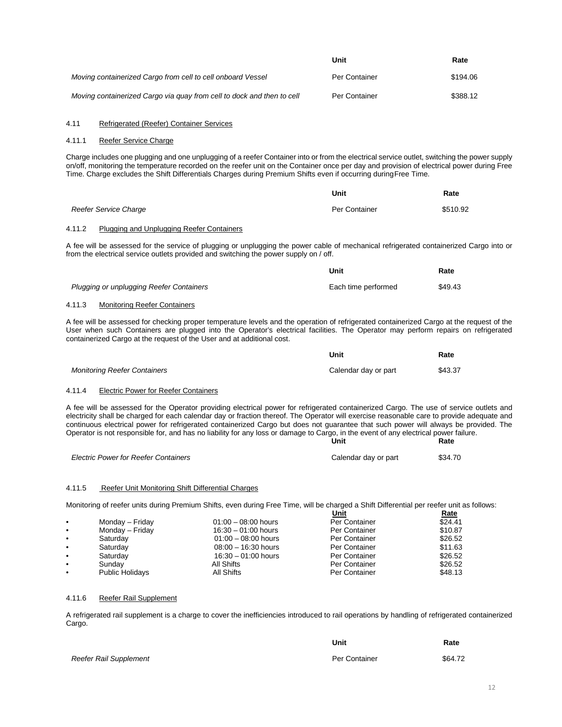| | Unit | Rate |
|---|---|---|
| *Moving containerized Cargo from cell to cell onboard Vessel* | Per Container | $194.06 |
| *Moving containerized Cargo via quay from cell to dock and then to cell* | Per Container | $388.12 |

### 4.11 Refrigerated (Reefer) Container Services

#### 4.11.1 Reefer Service Charge

Charge includes one plugging and one unplugging of a reefer Container into or from the electrical service outlet, switching the power supply on/off, monitoring the temperature recorded on the reefer unit on the Container once per day and provision of electrical power during Free Time. Charge excludes the Shift Differentials Charges during Premium Shifts even if occurring during Free Time.

| | Unit | Rate |
|---|---|---|
| *Reefer Service Charge* | Per Container | $510.92 |

#### 4.11.2 Plugging and Unplugging Reefer Containers

A fee will be assessed for the service of plugging or unplugging the power cable of mechanical refrigerated containerized Cargo into or from the electrical service outlets provided and switching the power supply on / off.

| | Unit | Rate |
|---|---|---|
| *Plugging or unplugging Reefer Containers* | Each time performed | $49.43 |

#### 4.11.3 Monitoring Reefer Containers

A fee will be assessed for checking proper temperature levels and the operation of refrigerated containerized Cargo at the request of the User when such Containers are plugged into the Operator's electrical facilities. The Operator may perform repairs on refrigerated containerized Cargo at the request of the User and at additional cost.

| | Unit | Rate |
|---|---|---|
| *Monitoring Reefer Containers* | Calendar day or part | $43.37 |

#### 4.11.4 Electric Power for Reefer Containers

A fee will be assessed for the Operator providing electrical power for refrigerated containerized Cargo. The use of service outlets and electricity shall be charged for each calendar day or fraction thereof. The Operator will exercise reasonable care to provide adequate and continuous electrical power for refrigerated containerized Cargo but does not guarantee that such power will always be provided. The Operator is not responsible for, and has no liability for any loss or damage to Cargo, in the event of any electrical power failure.

| | Unit | Rate |
|---|---|---|
| *Electric Power for Reefer Containers* | Calendar day or part | $34.70 |

#### 4.11.5 Reefer Unit Monitoring Shift Differential Charges

Monitoring of reefer units during Premium Shifts, even during Free Time, will be charged a Shift Differential per reefer unit as follows:

| | | Unit | Rate |
|---|---|---|---|
| • Monday – Friday | 01:00 – 08:00 hours | Per Container | $24.41 |
| • Monday – Friday | 16:30 – 01:00 hours | Per Container | $10.87 |
| • Saturday | 01:00 – 08:00 hours | Per Container | $26.52 |
| • Saturday | 08:00 – 16:30 hours | Per Container | $11.63 |
| • Saturday | 16:30 – 01:00 hours | Per Container | $26.52 |
| • Sunday | All Shifts | Per Container | $26.52 |
| • Public Holidays | All Shifts | Per Container | $48.13 |

#### 4.11.6 Reefer Rail Supplement

A refrigerated rail supplement is a charge to cover the inefficiencies introduced to rail operations by handling of refrigerated containerized Cargo.

| | Unit | Rate |
|---|---|---|
| *Reefer Rail Supplement* | Per Container | $64.72 |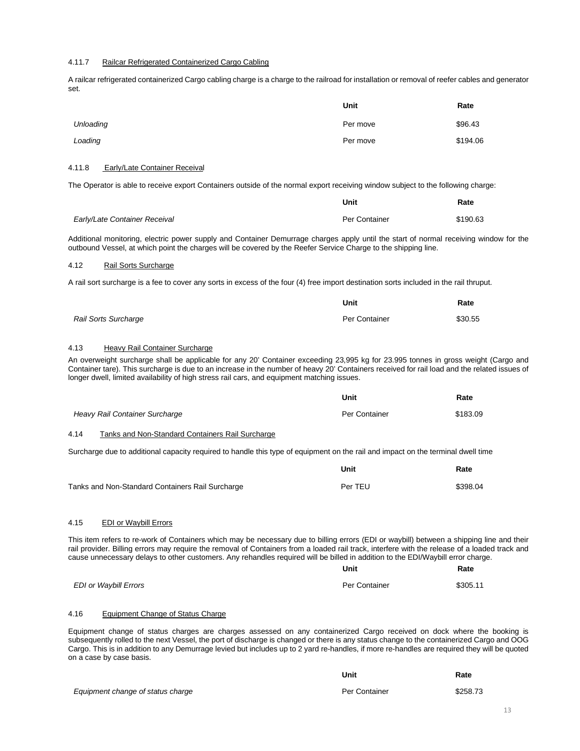#### 4.11.7 Railcar Refrigerated Containerized Cargo Cabling

A railcar refrigerated containerized Cargo cabling charge is a charge to the railroad for installation or removal of reefer cables and generator set.

| | Unit | Rate |
|---|---|---|
| *Unloading* | Per move | $96.43 |
| *Loading* | Per move | $194.06 |

#### 4.11.8 Early/Late Container Receival

The Operator is able to receive export Containers outside of the normal export receiving window subject to the following charge:

| | Unit | Rate |
|---|---|---|
| *Early/Late Container Receival* | Per Container | $190.63 |

Additional monitoring, electric power supply and Container Demurrage charges apply until the start of normal receiving window for the outbound Vessel, at which point the charges will be covered by the Reefer Service Charge to the shipping line.

### 4.12 Rail Sorts Surcharge

A rail sort surcharge is a fee to cover any sorts in excess of the four (4) free import destination sorts included in the rail thruput.

| | Unit | Rate |
|---|---|---|
| *Rail Sorts Surcharge* | Per Container | $30.55 |

### 4.13 Heavy Rail Container Surcharge

An overweight surcharge shall be applicable for any 20' Container exceeding 23,995 kg for 23.995 tonnes in gross weight (Cargo and Container tare). This surcharge is due to an increase in the number of heavy 20' Containers received for rail load and the related issues of longer dwell, limited availability of high stress rail cars, and equipment matching issues.

| | Unit | Rate |
|---|---|---|
| *Heavy Rail Container Surcharge* | Per Container | $183.09 |

### 4.14 Tanks and Non-Standard Containers Rail Surcharge

Surcharge due to additional capacity required to handle this type of equipment on the rail and impact on the terminal dwell time

| | Unit | Rate |
|---|---|---|
| Tanks and Non-Standard Containers Rail Surcharge | Per TEU | $398.04 |

### 4.15 EDI or Waybill Errors

This item refers to re-work of Containers which may be necessary due to billing errors (EDI or waybill) between a shipping line and their rail provider. Billing errors may require the removal of Containers from a loaded rail track, interfere with the release of a loaded track and cause unnecessary delays to other customers. Any rehandles required will be billed in addition to the EDI/Waybill error charge.

| | Unit | Rate |
|---|---|---|
| *EDI or Waybill Errors* | Per Container | $305.11 |

### 4.16 Equipment Change of Status Charge

Equipment change of status charges are charges assessed on any containerized Cargo received on dock where the booking is subsequently rolled to the next Vessel, the port of discharge is changed or there is any status change to the containerized Cargo and OOG Cargo. This is in addition to any Demurrage levied but includes up to 2 yard re-handles, if more re-handles are required they will be quoted on a case by case basis.

| | Unit | Rate |
|---|---|---|
| *Equipment change of status charge* | Per Container | $258.73 |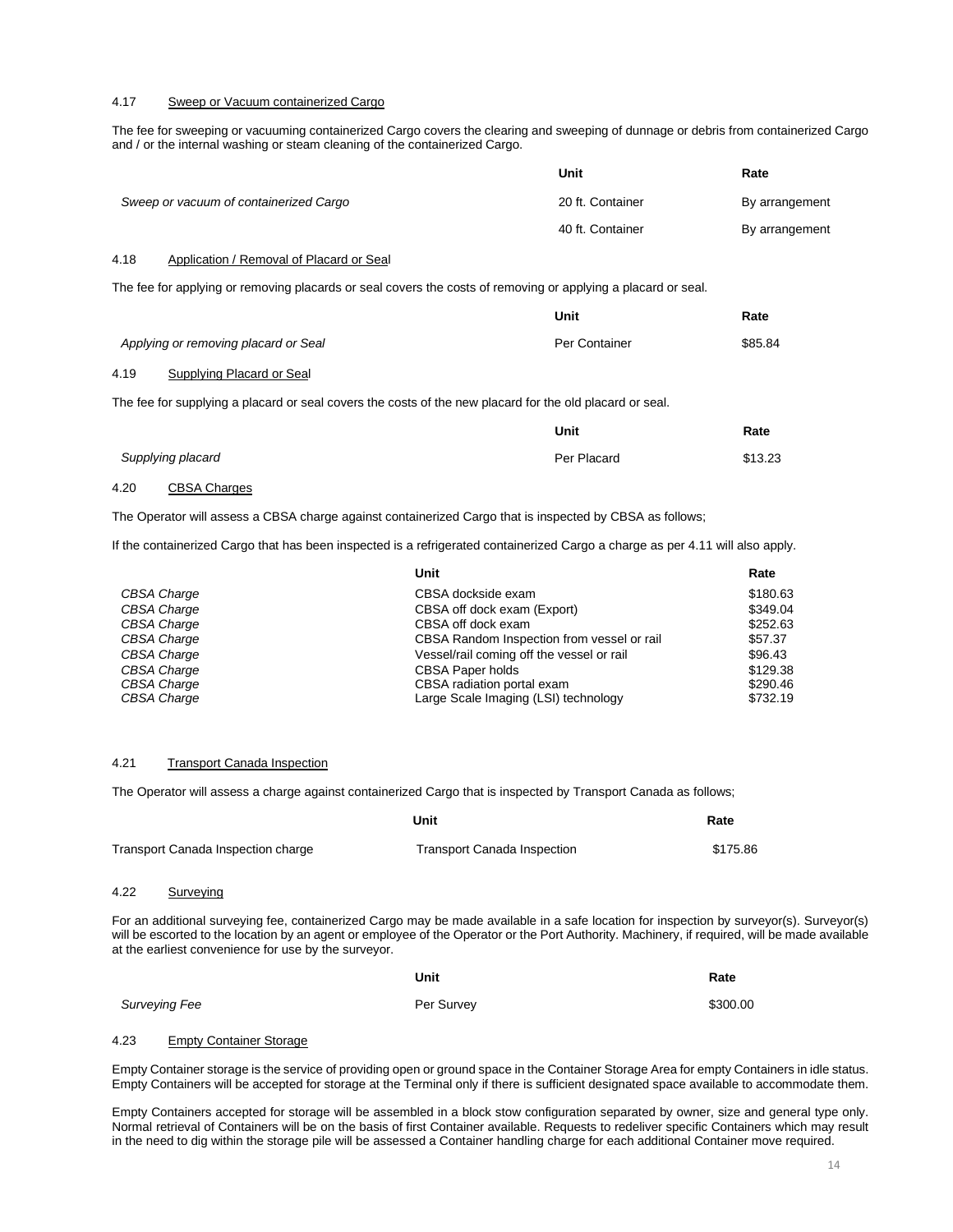### 4.17 Sweep or Vacuum containerized Cargo

The fee for sweeping or vacuuming containerized Cargo covers the clearing and sweeping of dunnage or debris from containerized Cargo and / or the internal washing or steam cleaning of the containerized Cargo.

| | Unit | Rate |
|---|---|---|
| *Sweep or vacuum of containerized Cargo* | 20 ft. Container | By arrangement |
| | 40 ft. Container | By arrangement |

### 4.18 Application / Removal of Placard or Seal

The fee for applying or removing placards or seal covers the costs of removing or applying a placard or seal.

| | Unit | Rate |
|---|---|---|
| *Applying or removing placard or Seal* | Per Container | $85.84 |

### 4.19 Supplying Placard or Seal

The fee for supplying a placard or seal covers the costs of the new placard for the old placard or seal.

| | Unit | Rate |
|---|---|---|
| *Supplying placard* | Per Placard | $13.23 |

### 4.20 CBSA Charges

The Operator will assess a CBSA charge against containerized Cargo that is inspected by CBSA as follows;

If the containerized Cargo that has been inspected is a refrigerated containerized Cargo a charge as per 4.11 will also apply.

| | Unit | Rate |
|---|---|---|
| *CBSA Charge* | CBSA dockside exam | $180.63 |
| *CBSA Charge* | CBSA off dock exam (Export) | $349.04 |
| *CBSA Charge* | CBSA off dock exam | $252.63 |
| *CBSA Charge* | CBSA Random Inspection from vessel or rail | $57.37 |
| *CBSA Charge* | Vessel/rail coming off the vessel or rail | $96.43 |
| *CBSA Charge* | CBSA Paper holds | $129.38 |
| *CBSA Charge* | CBSA radiation portal exam | $290.46 |
| *CBSA Charge* | Large Scale Imaging (LSI) technology | $732.19 |

### 4.21 Transport Canada Inspection

The Operator will assess a charge against containerized Cargo that is inspected by Transport Canada as follows;

| | Unit | Rate |
|---|---|---|
| Transport Canada Inspection charge | Transport Canada Inspection | $175.86 |

### 4.22 Surveying

For an additional surveying fee, containerized Cargo may be made available in a safe location for inspection by surveyor(s). Surveyor(s) will be escorted to the location by an agent or employee of the Operator or the Port Authority. Machinery, if required, will be made available at the earliest convenience for use by the surveyor.

| | Unit | Rate |
|---|---|---|
| *Surveying Fee* | Per Survey | $300.00 |

### 4.23 Empty Container Storage

Empty Container storage is the service of providing open or ground space in the Container Storage Area for empty Containers in idle status. Empty Containers will be accepted for storage at the Terminal only if there is sufficient designated space available to accommodate them.

Empty Containers accepted for storage will be assembled in a block stow configuration separated by owner, size and general type only. Normal retrieval of Containers will be on the basis of first Container available. Requests to redeliver specific Containers which may result in the need to dig within the storage pile will be assessed a Container handling charge for each additional Container move required.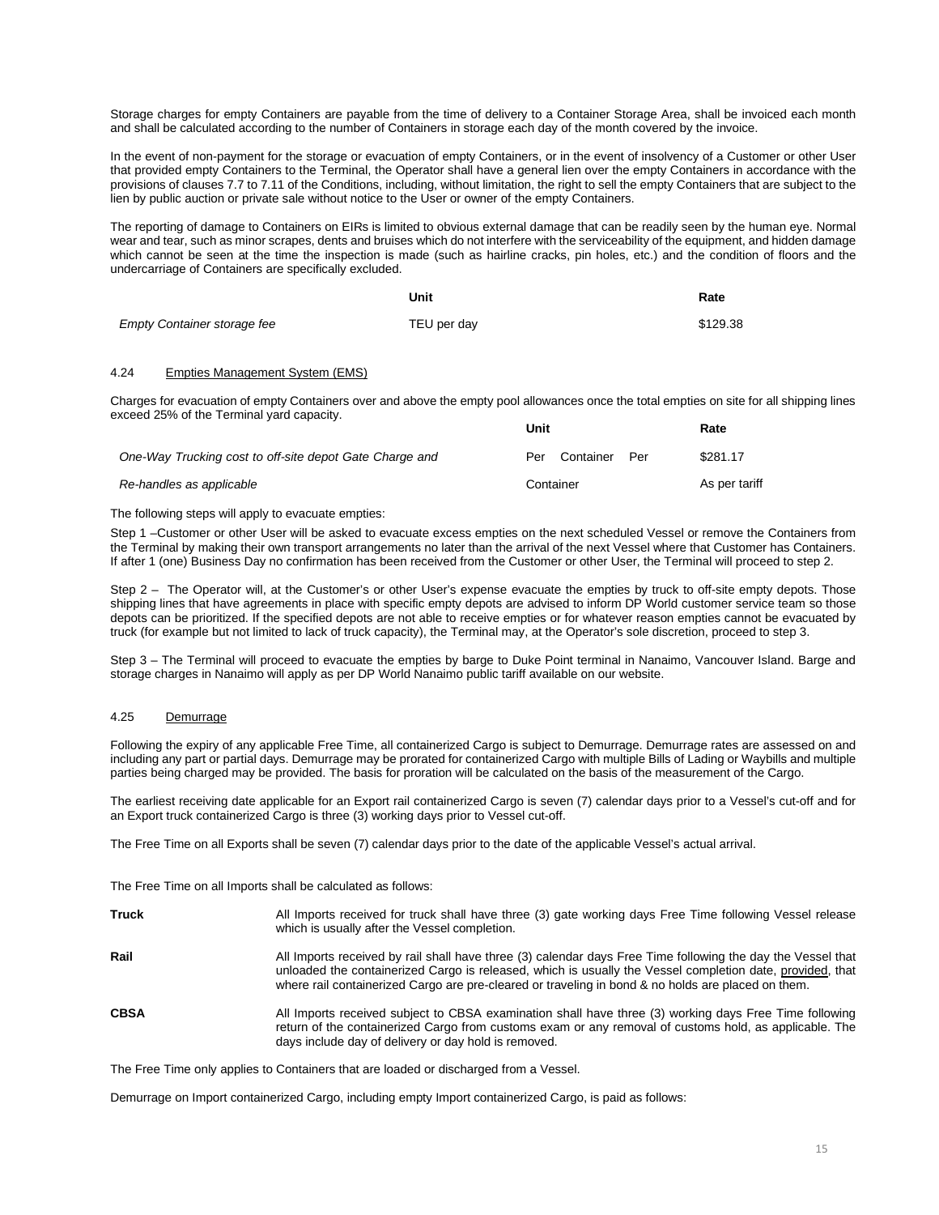Storage charges for empty Containers are payable from the time of delivery to a Container Storage Area, shall be invoiced each month and shall be calculated according to the number of Containers in storage each day of the month covered by the invoice.

In the event of non-payment for the storage or evacuation of empty Containers, or in the event of insolvency of a Customer or other User that provided empty Containers to the Terminal, the Operator shall have a general lien over the empty Containers in accordance with the provisions of clauses 7.7 to 7.11 of the Conditions, including, without limitation, the right to sell the empty Containers that are subject to the lien by public auction or private sale without notice to the User or owner of the empty Containers.

The reporting of damage to Containers on EIRs is limited to obvious external damage that can be readily seen by the human eye. Normal wear and tear, such as minor scrapes, dents and bruises which do not interfere with the serviceability of the equipment, and hidden damage which cannot be seen at the time the inspection is made (such as hairline cracks, pin holes, etc.) and the condition of floors and the undercarriage of Containers are specifically excluded.

| | Unit | Rate |
|---|---|---|
| *Empty Container storage fee* | TEU per day | $129.38 |

4.24 Empties Management System (EMS)

Charges for evacuation of empty Containers over and above the empty pool allowances once the total empties on site for all shipping lines exceed 25% of the Terminal yard capacity.

| | Unit | Rate |
|---|---|---|
| *One-Way Trucking cost to off-site depot Gate Charge and* | Per Container Per | $281.17 |
| *Re-handles as applicable* | Container | As per tariff |

The following steps will apply to evacuate empties:

Step 1 –Customer or other User will be asked to evacuate excess empties on the next scheduled Vessel or remove the Containers from the Terminal by making their own transport arrangements no later than the arrival of the next Vessel where that Customer has Containers. If after 1 (one) Business Day no confirmation has been received from the Customer or other User, the Terminal will proceed to step 2.

Step 2 – The Operator will, at the Customer's or other User's expense evacuate the empties by truck to off-site empty depots. Those shipping lines that have agreements in place with specific empty depots are advised to inform DP World customer service team so those depots can be prioritized. If the specified depots are not able to receive empties or for whatever reason empties cannot be evacuated by truck (for example but not limited to lack of truck capacity), the Terminal may, at the Operator's sole discretion, proceed to step 3.

Step 3 – The Terminal will proceed to evacuate the empties by barge to Duke Point terminal in Nanaimo, Vancouver Island. Barge and storage charges in Nanaimo will apply as per DP World Nanaimo public tariff available on our website.

4.25 Demurrage

Following the expiry of any applicable Free Time, all containerized Cargo is subject to Demurrage. Demurrage rates are assessed on and including any part or partial days. Demurrage may be prorated for containerized Cargo with multiple Bills of Lading or Waybills and multiple parties being charged may be provided. The basis for proration will be calculated on the basis of the measurement of the Cargo.

The earliest receiving date applicable for an Export rail containerized Cargo is seven (7) calendar days prior to a Vessel's cut-off and for an Export truck containerized Cargo is three (3) working days prior to Vessel cut-off.

The Free Time on all Exports shall be seven (7) calendar days prior to the date of the applicable Vessel's actual arrival.

The Free Time on all Imports shall be calculated as follows:

**Truck** All Imports received for truck shall have three (3) gate working days Free Time following Vessel release which is usually after the Vessel completion.

**Rail** All Imports received by rail shall have three (3) calendar days Free Time following the day the Vessel that unloaded the containerized Cargo is released, which is usually the Vessel completion date, provided, that where rail containerized Cargo are pre-cleared or traveling in bond & no holds are placed on them.

**CBSA** All Imports received subject to CBSA examination shall have three (3) working days Free Time following return of the containerized Cargo from customs exam or any removal of customs hold, as applicable. The days include day of delivery or day hold is removed.

The Free Time only applies to Containers that are loaded or discharged from a Vessel.

Demurrage on Import containerized Cargo, including empty Import containerized Cargo, is paid as follows: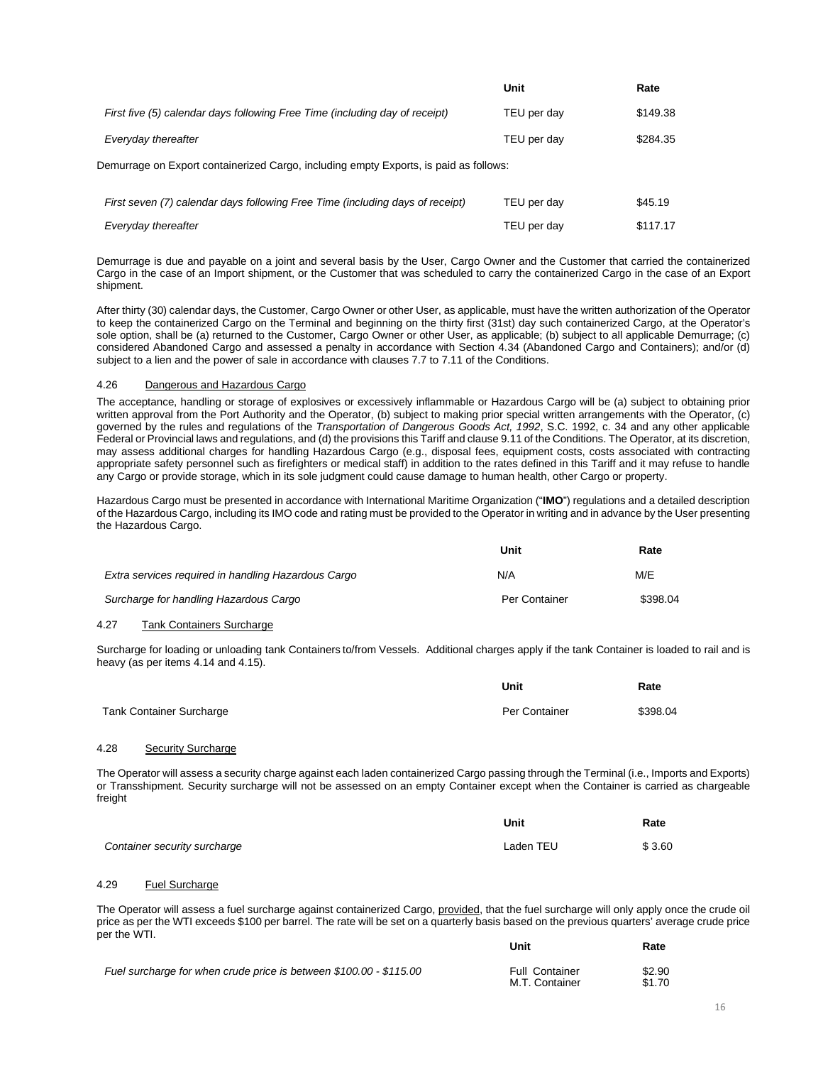| | Unit | Rate |
|---|---|---|
| *First five (5) calendar days following Free Time (including day of receipt)* | TEU per day | \$149.38 |
| *Everyday thereafter* | TEU per day | \$284.35 |

Demurrage on Export containerized Cargo, including empty Exports, is paid as follows:

| | Unit | Rate |
|---|---|---|
| *First seven (7) calendar days following Free Time (including days of receipt)* | TEU per day | \$45.19 |
| *Everyday thereafter* | TEU per day | \$117.17 |

Demurrage is due and payable on a joint and several basis by the User, Cargo Owner and the Customer that carried the containerized Cargo in the case of an Import shipment, or the Customer that was scheduled to carry the containerized Cargo in the case of an Export shipment.

After thirty (30) calendar days, the Customer, Cargo Owner or other User, as applicable, must have the written authorization of the Operator to keep the containerized Cargo on the Terminal and beginning on the thirty first (31st) day such containerized Cargo, at the Operator's sole option, shall be (a) returned to the Customer, Cargo Owner or other User, as applicable; (b) subject to all applicable Demurrage; (c) considered Abandoned Cargo and assessed a penalty in accordance with Section 4.34 (Abandoned Cargo and Containers); and/or (d) subject to a lien and the power of sale in accordance with clauses 7.7 to 7.11 of the Conditions.

### 4.26 Dangerous and Hazardous Cargo

The acceptance, handling or storage of explosives or excessively inflammable or Hazardous Cargo will be (a) subject to obtaining prior written approval from the Port Authority and the Operator, (b) subject to making prior special written arrangements with the Operator, (c) governed by the rules and regulations of the *Transportation of Dangerous Goods Act, 1992*, S.C. 1992, c. 34 and any other applicable Federal or Provincial laws and regulations, and (d) the provisions this Tariff and clause 9.11 of the Conditions. The Operator, at its discretion, may assess additional charges for handling Hazardous Cargo (e.g., disposal fees, equipment costs, costs associated with contracting appropriate safety personnel such as firefighters or medical staff) in addition to the rates defined in this Tariff and it may refuse to handle any Cargo or provide storage, which in its sole judgment could cause damage to human health, other Cargo or property.

Hazardous Cargo must be presented in accordance with International Maritime Organization ("**IMO**") regulations and a detailed description of the Hazardous Cargo, including its IMO code and rating must be provided to the Operator in writing and in advance by the User presenting the Hazardous Cargo.

| | Unit | Rate |
|---|---|---|
| *Extra services required in handling Hazardous Cargo* | N/A | M/E |
| *Surcharge for handling Hazardous Cargo* | Per Container | \$398.04 |

### 4.27 Tank Containers Surcharge

Surcharge for loading or unloading tank Containers to/from Vessels. Additional charges apply if the tank Container is loaded to rail and is heavy (as per items 4.14 and 4.15).

| | Unit | Rate |
|---|---|---|
| Tank Container Surcharge | Per Container | \$398.04 |

### 4.28 Security Surcharge

The Operator will assess a security charge against each laden containerized Cargo passing through the Terminal (i.e., Imports and Exports) or Transshipment. Security surcharge will not be assessed on an empty Container except when the Container is carried as chargeable freight

| | Unit | Rate |
|---|---|---|
| *Container security surcharge* | Laden TEU | \$ 3.60 |

### 4.29 Fuel Surcharge

The Operator will assess a fuel surcharge against containerized Cargo, provided, that the fuel surcharge will only apply once the crude oil price as per the WTI exceeds \$100 per barrel. The rate will be set on a quarterly basis based on the previous quarters' average crude price per the WTI.

| | Unit | Rate |
|---|---|---|
| *Fuel surcharge for when crude price is between \$100.00 - \$115.00* | Full Container | \$2.90 |
| | M.T. Container | \$1.70 |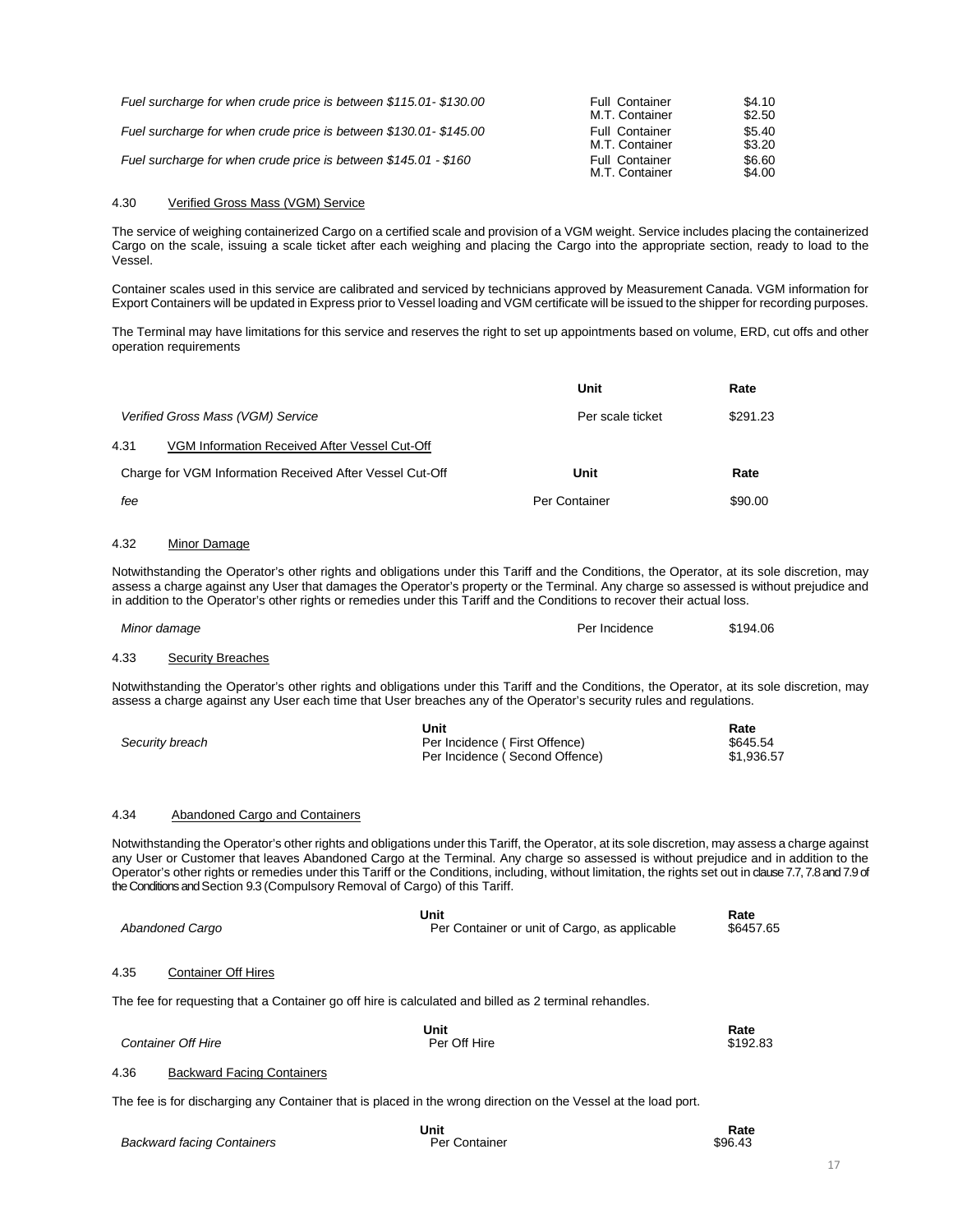| | | |
|---|---|---|
| *Fuel surcharge for when crude price is between $115.01- $130.00* | Full Container<br>M.T. Container | $4.10<br>$2.50 |
| *Fuel surcharge for when crude price is between $130.01- $145.00* | Full Container<br>M.T. Container | $5.40<br>$3.20 |
| *Fuel surcharge for when crude price is between $145.01 - $160* | Full Container<br>M.T. Container | $6.60<br>$4.00 |

### 4.30 Verified Gross Mass (VGM) Service

The service of weighing containerized Cargo on a certified scale and provision of a VGM weight. Service includes placing the containerized Cargo on the scale, issuing a scale ticket after each weighing and placing the Cargo into the appropriate section, ready to load to the Vessel.

Container scales used in this service are calibrated and serviced by technicians approved by Measurement Canada. VGM information for Export Containers will be updated in Express prior to Vessel loading and VGM certificate will be issued to the shipper for recording purposes.

The Terminal may have limitations for this service and reserves the right to set up appointments based on volume, ERD, cut offs and other operation requirements

| | Unit | Rate |
|---|---|---|
| *Verified Gross Mass (VGM) Service* | Per scale ticket | $291.23 |

### 4.31 VGM Information Received After Vessel Cut-Off

| Charge for VGM Information Received After Vessel Cut-Off | Unit | Rate |
|---|---|---|
| *fee* | Per Container | $90.00 |

### 4.32 Minor Damage

Notwithstanding the Operator's other rights and obligations under this Tariff and the Conditions, the Operator, at its sole discretion, may assess a charge against any User that damages the Operator's property or the Terminal. Any charge so assessed is without prejudice and in addition to the Operator's other rights or remedies under this Tariff and the Conditions to recover their actual loss.

| | | |
|---|---|---|
| *Minor damage* | Per Incidence | $194.06 |

### 4.33 Security Breaches

Notwithstanding the Operator's other rights and obligations under this Tariff and the Conditions, the Operator, at its sole discretion, may assess a charge against any User each time that User breaches any of the Operator's security rules and regulations.

| | Unit | Rate |
|---|---|---|
| *Security breach* | Per Incidence ( First Offence) | $645.54 |
| | Per Incidence ( Second Offence) | $1,936.57 |

### 4.34 Abandoned Cargo and Containers

Notwithstanding the Operator's other rights and obligations under this Tariff, the Operator, at its sole discretion, may assess a charge against any User or Customer that leaves Abandoned Cargo at the Terminal. Any charge so assessed is without prejudice and in addition to the Operator's other rights or remedies under this Tariff or the Conditions, including, without limitation, the rights set out in clause 7.7, 7.8 and 7.9 of the Conditions and Section 9.3 (Compulsory Removal of Cargo) of this Tariff.

| | Unit | Rate |
|---|---|---|
| *Abandoned Cargo* | Per Container or unit of Cargo, as applicable | $6457.65 |

### 4.35 Container Off Hires

The fee for requesting that a Container go off hire is calculated and billed as 2 terminal rehandles.

| | Unit | Rate |
|---|---|---|
| *Container Off Hire* | Per Off Hire | $192.83 |

### 4.36 Backward Facing Containers

The fee is for discharging any Container that is placed in the wrong direction on the Vessel at the load port.

| | Unit | Rate |
|---|---|---|
| *Backward facing Containers* | Per Container | $96.43 |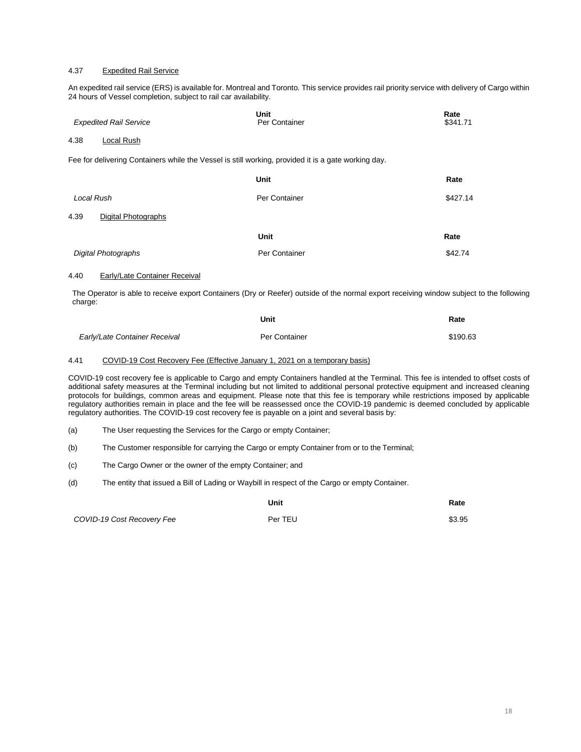#### 4.37 <u>Expedited Rail Service</u>

An expedited rail service (ERS) is available for. Montreal and Toronto. This service provides rail priority service with delivery of Cargo within 24 hours of Vessel completion, subject to rail car availability.

| | Unit | Rate |
|---|---|---|
| *Expedited Rail Service* | Per Container | $341.71 |

#### 4.38 <u>Local Rush</u>

Fee for delivering Containers while the Vessel is still working, provided it is a gate working day.

| | Unit | Rate |
|---|---|---|
| *Local Rush* | Per Container | $427.14 |

#### 4.39 <u>Digital Photographs</u>

| | Unit | Rate |
|---|---|---|
| *Digital Photographs* | Per Container | $42.74 |

#### 4.40 <u>Early/Late Container Receival</u>

The Operator is able to receive export Containers (Dry or Reefer) outside of the normal export receiving window subject to the following charge:

| | Unit | Rate |
|---|---|---|
| *Early/Late Container Receival* | Per Container | $190.63 |

#### 4.41 <u>COVID-19 Cost Recovery Fee (Effective January 1, 2021 on a temporary basis)</u>

COVID-19 cost recovery fee is applicable to Cargo and empty Containers handled at the Terminal. This fee is intended to offset costs of additional safety measures at the Terminal including but not limited to additional personal protective equipment and increased cleaning protocols for buildings, common areas and equipment. Please note that this fee is temporary while restrictions imposed by applicable regulatory authorities remain in place and the fee will be reassessed once the COVID-19 pandemic is deemed concluded by applicable regulatory authorities. The COVID-19 cost recovery fee is payable on a joint and several basis by:

(a) The User requesting the Services for the Cargo or empty Container;

(b) The Customer responsible for carrying the Cargo or empty Container from or to the Terminal;

(c) The Cargo Owner or the owner of the empty Container; and

(d) The entity that issued a Bill of Lading or Waybill in respect of the Cargo or empty Container.

| | Unit | Rate |
|---|---|---|
| *COVID-19 Cost Recovery Fee* | Per TEU | $3.95 |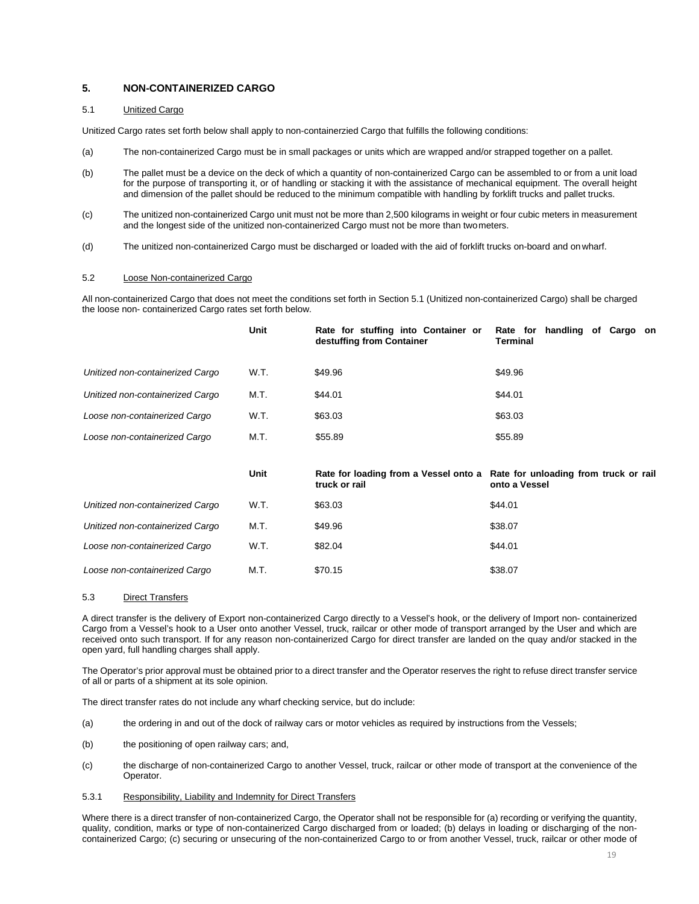## 5. NON-CONTAINERIZED CARGO

### 5.1 Unitized Cargo

Unitized Cargo rates set forth below shall apply to non-containerzied Cargo that fulfills the following conditions:

(a) The non-containerized Cargo must be in small packages or units which are wrapped and/or strapped together on a pallet.

(b) The pallet must be a device on the deck of which a quantity of non-containerized Cargo can be assembled to or from a unit load for the purpose of transporting it, or of handling or stacking it with the assistance of mechanical equipment. The overall height and dimension of the pallet should be reduced to the minimum compatible with handling by forklift trucks and pallet trucks.

(c) The unitized non-containerized Cargo unit must not be more than 2,500 kilograms in weight or four cubic meters in measurement and the longest side of the unitized non-containerized Cargo must not be more than two meters.

(d) The unitized non-containerized Cargo must be discharged or loaded with the aid of forklift trucks on-board and on wharf.

### 5.2 Loose Non-containerized Cargo

All non-containerized Cargo that does not meet the conditions set forth in Section 5.1 (Unitized non-containerized Cargo) shall be charged the loose non- containerized Cargo rates set forth below.

| | Unit | Rate for stuffing into Container or destuffing from Container | Rate for handling of Cargo on Terminal |
|---|---|---|---|
| *Unitized non-containerized Cargo* | W.T. | $49.96 | $49.96 |
| *Unitized non-containerized Cargo* | M.T. | $44.01 | $44.01 |
| *Loose non-containerized Cargo* | W.T. | $63.03 | $63.03 |
| *Loose non-containerized Cargo* | M.T. | $55.89 | $55.89 |

| | Unit | Rate for loading from a Vessel onto a truck or rail | Rate for unloading from truck or rail onto a Vessel |
|---|---|---|---|
| *Unitized non-containerized Cargo* | W.T. | $63.03 | $44.01 |
| *Unitized non-containerized Cargo* | M.T. | $49.96 | $38.07 |
| *Loose non-containerized Cargo* | W.T. | $82.04 | $44.01 |
| *Loose non-containerized Cargo* | M.T. | $70.15 | $38.07 |

### 5.3 Direct Transfers

A direct transfer is the delivery of Export non-containerized Cargo directly to a Vessel's hook, or the delivery of Import non- containerized Cargo from a Vessel's hook to a User onto another Vessel, truck, railcar or other mode of transport arranged by the User and which are received onto such transport. If for any reason non-containerized Cargo for direct transfer are landed on the quay and/or stacked in the open yard, full handling charges shall apply.

The Operator's prior approval must be obtained prior to a direct transfer and the Operator reserves the right to refuse direct transfer service of all or parts of a shipment at its sole opinion.

The direct transfer rates do not include any wharf checking service, but do include:

(a) the ordering in and out of the dock of railway cars or motor vehicles as required by instructions from the Vessels;

(b) the positioning of open railway cars; and,

(c) the discharge of non-containerized Cargo to another Vessel, truck, railcar or other mode of transport at the convenience of the Operator.

#### 5.3.1 Responsibility, Liability and Indemnity for Direct Transfers

Where there is a direct transfer of non-containerized Cargo, the Operator shall not be responsible for (a) recording or verifying the quantity, quality, condition, marks or type of non-containerized Cargo discharged from or loaded; (b) delays in loading or discharging of the non-containerized Cargo; (c) securing or unsecuring of the non-containerized Cargo to or from another Vessel, truck, railcar or other mode of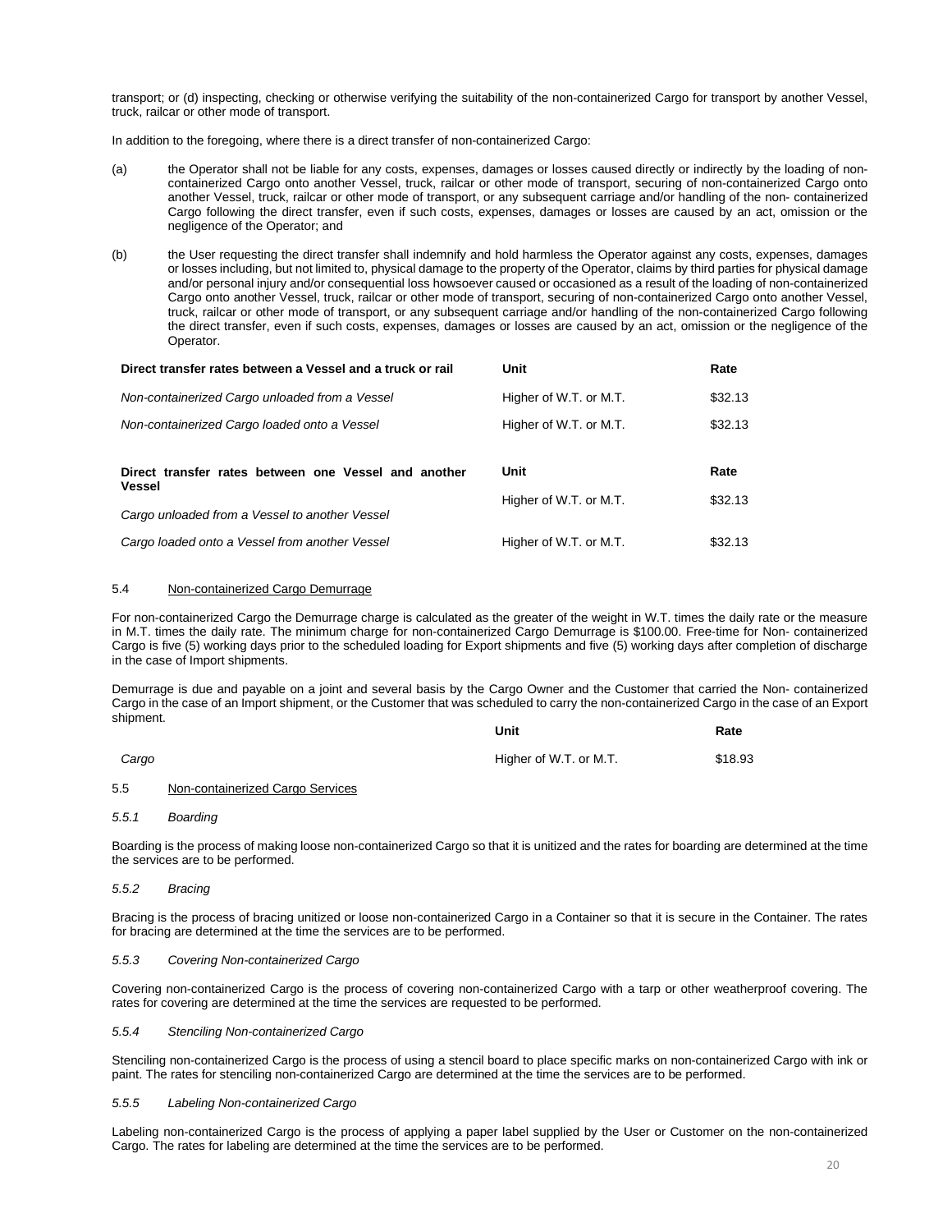transport; or (d) inspecting, checking or otherwise verifying the suitability of the non-containerized Cargo for transport by another Vessel, truck, railcar or other mode of transport.

In addition to the foregoing, where there is a direct transfer of non-containerized Cargo:

(a) the Operator shall not be liable for any costs, expenses, damages or losses caused directly or indirectly by the loading of non-containerized Cargo onto another Vessel, truck, railcar or other mode of transport, securing of non-containerized Cargo onto another Vessel, truck, railcar or other mode of transport, or any subsequent carriage and/or handling of the non- containerized Cargo following the direct transfer, even if such costs, expenses, damages or losses are caused by an act, omission or the negligence of the Operator; and

(b) the User requesting the direct transfer shall indemnify and hold harmless the Operator against any costs, expenses, damages or losses including, but not limited to, physical damage to the property of the Operator, claims by third parties for physical damage and/or personal injury and/or consequential loss howsoever caused or occasioned as a result of the loading of non-containerized Cargo onto another Vessel, truck, railcar or other mode of transport, securing of non-containerized Cargo onto another Vessel, truck, railcar or other mode of transport, or any subsequent carriage and/or handling of the non-containerized Cargo following the direct transfer, even if such costs, expenses, damages or losses are caused by an act, omission or the negligence of the Operator.

| **Direct transfer rates between a Vessel and a truck or rail** | **Unit** | **Rate** |
|---|---|---|
| *Non-containerized Cargo unloaded from a Vessel* | Higher of W.T. or M.T. | $32.13 |
| *Non-containerized Cargo loaded onto a Vessel* | Higher of W.T. or M.T. | $32.13 |

| **Direct transfer rates between one Vessel and another Vessel** | **Unit** | **Rate** |
|---|---|---|
| *Cargo unloaded from a Vessel to another Vessel* | Higher of W.T. or M.T. | $32.13 |
| *Cargo loaded onto a Vessel from another Vessel* | Higher of W.T. or M.T. | $32.13 |

### 5.4 Non-containerized Cargo Demurrage

For non-containerized Cargo the Demurrage charge is calculated as the greater of the weight in W.T. times the daily rate or the measure in M.T. times the daily rate. The minimum charge for non-containerized Cargo Demurrage is $100.00. Free-time for Non- containerized Cargo is five (5) working days prior to the scheduled loading for Export shipments and five (5) working days after completion of discharge in the case of Import shipments.

Demurrage is due and payable on a joint and several basis by the Cargo Owner and the Customer that carried the Non- containerized Cargo in the case of an Import shipment, or the Customer that was scheduled to carry the non-containerized Cargo in the case of an Export shipment.

| | **Unit** | **Rate** |
|---|---|---|
| *Cargo* | Higher of W.T. or M.T. | $18.93 |

### 5.5 Non-containerized Cargo Services

#### *5.5.1 Boarding*

Boarding is the process of making loose non-containerized Cargo so that it is unitized and the rates for boarding are determined at the time the services are to be performed.

#### *5.5.2 Bracing*

Bracing is the process of bracing unitized or loose non-containerized Cargo in a Container so that it is secure in the Container. The rates for bracing are determined at the time the services are to be performed.

#### *5.5.3 Covering Non-containerized Cargo*

Covering non-containerized Cargo is the process of covering non-containerized Cargo with a tarp or other weatherproof covering. The rates for covering are determined at the time the services are requested to be performed.

#### *5.5.4 Stenciling Non-containerized Cargo*

Stenciling non-containerized Cargo is the process of using a stencil board to place specific marks on non-containerized Cargo with ink or paint. The rates for stenciling non-containerized Cargo are determined at the time the services are to be performed.

#### *5.5.5 Labeling Non-containerized Cargo*

Labeling non-containerized Cargo is the process of applying a paper label supplied by the User or Customer on the non-containerized Cargo. The rates for labeling are determined at the time the services are to be performed.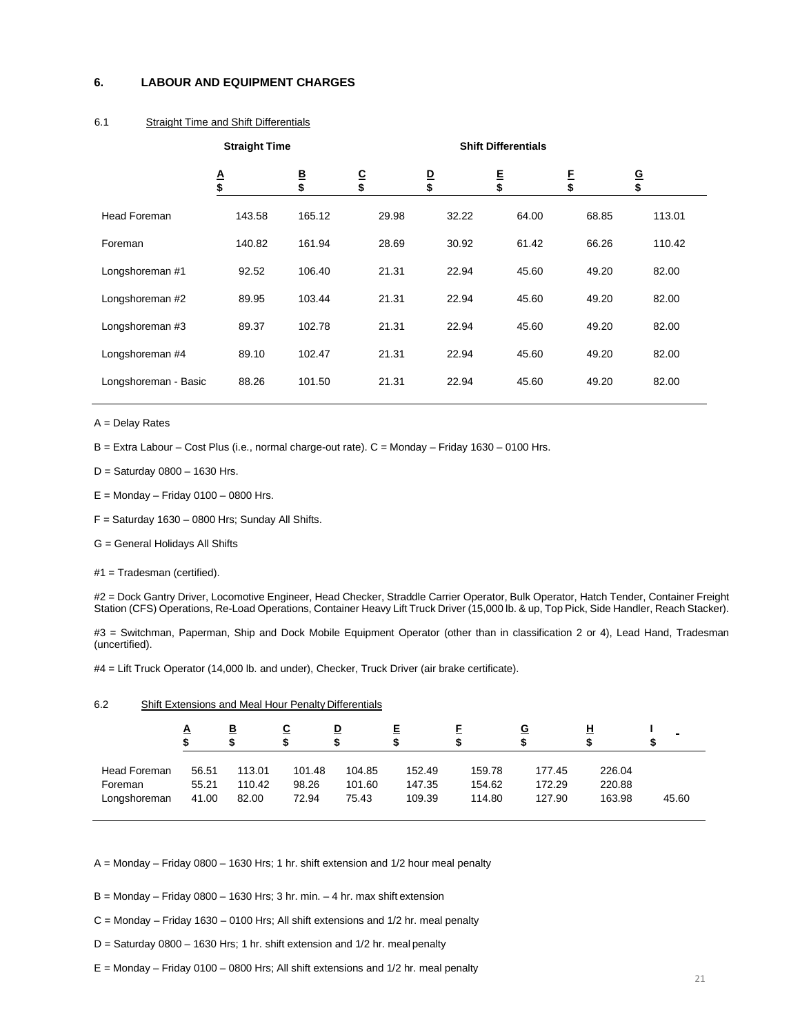## 6. LABOUR AND EQUIPMENT CHARGES

### 6.1 Straight Time and Shift Differentials

| | Straight Time | | Shift Differentials | | | | |
|---|---|---|---|---|---|---|---|
| | A $ | B $ | C $ | D $ | E $ | F $ | G $ |
| Head Foreman | 143.58 | 165.12 | 29.98 | 32.22 | 64.00 | 68.85 | 113.01 |
| Foreman | 140.82 | 161.94 | 28.69 | 30.92 | 61.42 | 66.26 | 110.42 |
| Longshoreman #1 | 92.52 | 106.40 | 21.31 | 22.94 | 45.60 | 49.20 | 82.00 |
| Longshoreman #2 | 89.95 | 103.44 | 21.31 | 22.94 | 45.60 | 49.20 | 82.00 |
| Longshoreman #3 | 89.37 | 102.78 | 21.31 | 22.94 | 45.60 | 49.20 | 82.00 |
| Longshoreman #4 | 89.10 | 102.47 | 21.31 | 22.94 | 45.60 | 49.20 | 82.00 |
| Longshoreman - Basic | 88.26 | 101.50 | 21.31 | 22.94 | 45.60 | 49.20 | 82.00 |

A = Delay Rates

B = Extra Labour – Cost Plus (i.e., normal charge-out rate). C = Monday – Friday 1630 – 0100 Hrs.

D = Saturday 0800 – 1630 Hrs.

E = Monday – Friday 0100 – 0800 Hrs.

F = Saturday 1630 – 0800 Hrs; Sunday All Shifts.

G = General Holidays All Shifts

#1 = Tradesman (certified).

#2 = Dock Gantry Driver, Locomotive Engineer, Head Checker, Straddle Carrier Operator, Bulk Operator, Hatch Tender, Container Freight Station (CFS) Operations, Re-Load Operations, Container Heavy Lift Truck Driver (15,000 lb. & up, Top Pick, Side Handler, Reach Stacker).

#3 = Switchman, Paperman, Ship and Dock Mobile Equipment Operator (other than in classification 2 or 4), Lead Hand, Tradesman (uncertified).

#4 = Lift Truck Operator (14,000 lb. and under), Checker, Truck Driver (air brake certificate).

### 6.2 Shift Extensions and Meal Hour Penalty Differentials

| | A $ | B $ | C $ | D $ | E $ | F $ | G $ | H $ | I $ |
|---|---|---|---|---|---|---|---|---|---|
| Head Foreman | 56.51 | 113.01 | 101.48 | 104.85 | 152.49 | 159.78 | 177.45 | 226.04 | |
| Foreman | 55.21 | 110.42 | 98.26 | 101.60 | 147.35 | 154.62 | 172.29 | 220.88 | |
| Longshoreman | 41.00 | 82.00 | 72.94 | 75.43 | 109.39 | 114.80 | 127.90 | 163.98 | 45.60 |

A = Monday – Friday 0800 – 1630 Hrs; 1 hr. shift extension and 1/2 hour meal penalty

B = Monday – Friday 0800 – 1630 Hrs; 3 hr. min. – 4 hr. max shift extension

C = Monday – Friday 1630 – 0100 Hrs; All shift extensions and 1/2 hr. meal penalty

D = Saturday 0800 – 1630 Hrs; 1 hr. shift extension and 1/2 hr. meal penalty

E = Monday – Friday 0100 – 0800 Hrs; All shift extensions and 1/2 hr. meal penalty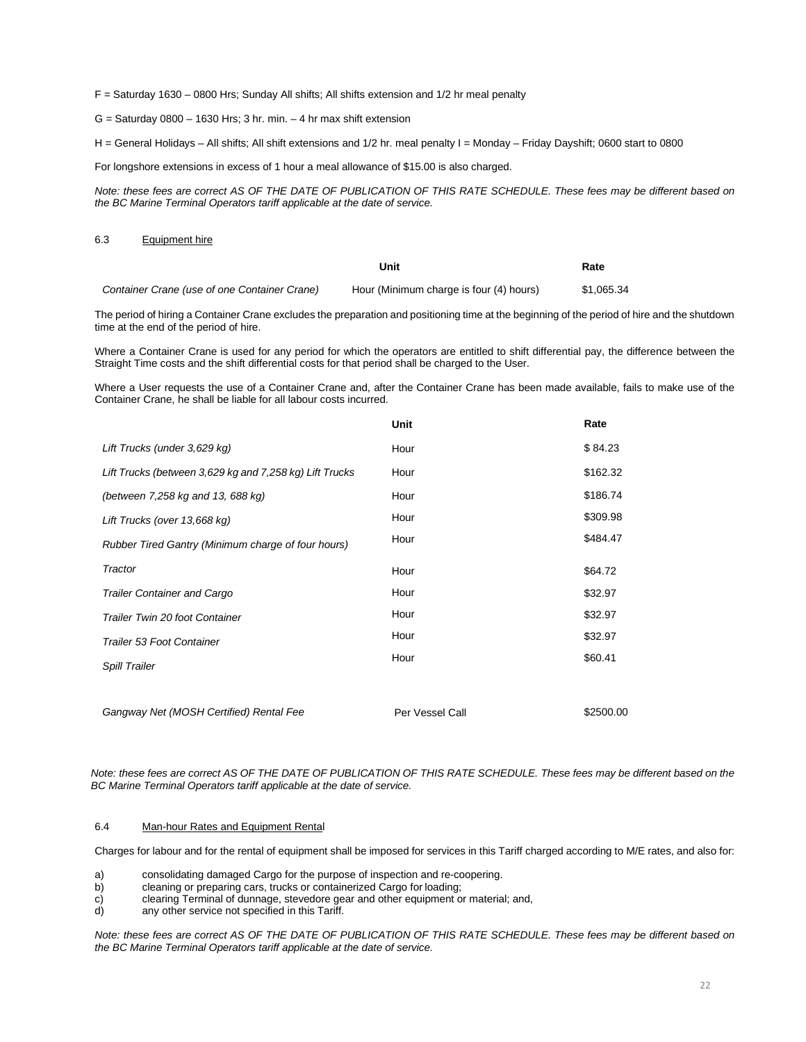F = Saturday 1630 – 0800 Hrs; Sunday All shifts; All shifts extension and 1/2 hr meal penalty

G = Saturday 0800 – 1630 Hrs; 3 hr. min. – 4 hr max shift extension

H = General Holidays – All shifts; All shift extensions and 1/2 hr. meal penalty I = Monday – Friday Dayshift; 0600 start to 0800

For longshore extensions in excess of 1 hour a meal allowance of $15.00 is also charged.

*Note: these fees are correct AS OF THE DATE OF PUBLICATION OF THIS RATE SCHEDULE. These fees may be different based on the BC Marine Terminal Operators tariff applicable at the date of service.*

### 6.3 Equipment hire

| | Unit | Rate |
|---|---|---|
| *Container Crane (use of one Container Crane)* | Hour (Minimum charge is four (4) hours) | $1,065.34 |

The period of hiring a Container Crane excludes the preparation and positioning time at the beginning of the period of hire and the shutdown time at the end of the period of hire.

Where a Container Crane is used for any period for which the operators are entitled to shift differential pay, the difference between the Straight Time costs and the shift differential costs for that period shall be charged to the User.

Where a User requests the use of a Container Crane and, after the Container Crane has been made available, fails to make use of the Container Crane, he shall be liable for all labour costs incurred.

| | Unit | Rate |
|---|---|---|
| *Lift Trucks (under 3,629 kg)* | Hour | $ 84.23 |
| *Lift Trucks (between 3,629 kg and 7,258 kg) Lift Trucks* | Hour | $162.32 |
| *(between 7,258 kg and 13, 688 kg)* | Hour | $186.74 |
| *Lift Trucks (over 13,668 kg)* | Hour | $309.98 |
| *Rubber Tired Gantry (Minimum charge of four hours)* | Hour | $484.47 |
| *Tractor* | Hour | $64.72 |
| *Trailer Container and Cargo* | Hour | $32.97 |
| *Trailer Twin 20 foot Container* | Hour | $32.97 |
| *Trailer 53 Foot Container* | Hour | $32.97 |
| *Spill Trailer* | Hour | $60.41 |
| *Gangway Net (MOSH Certified) Rental Fee* | Per Vessel Call | $2500.00 |

*Note: these fees are correct AS OF THE DATE OF PUBLICATION OF THIS RATE SCHEDULE. These fees may be different based on the BC Marine Terminal Operators tariff applicable at the date of service.*

### 6.4 Man-hour Rates and Equipment Rental

Charges for labour and for the rental of equipment shall be imposed for services in this Tariff charged according to M/E rates, and also for:

a) consolidating damaged Cargo for the purpose of inspection and re-coopering.
b) cleaning or preparing cars, trucks or containerized Cargo for loading;
c) clearing Terminal of dunnage, stevedore gear and other equipment or material; and,
d) any other service not specified in this Tariff.

*Note: these fees are correct AS OF THE DATE OF PUBLICATION OF THIS RATE SCHEDULE. These fees may be different based on the BC Marine Terminal Operators tariff applicable at the date of service.*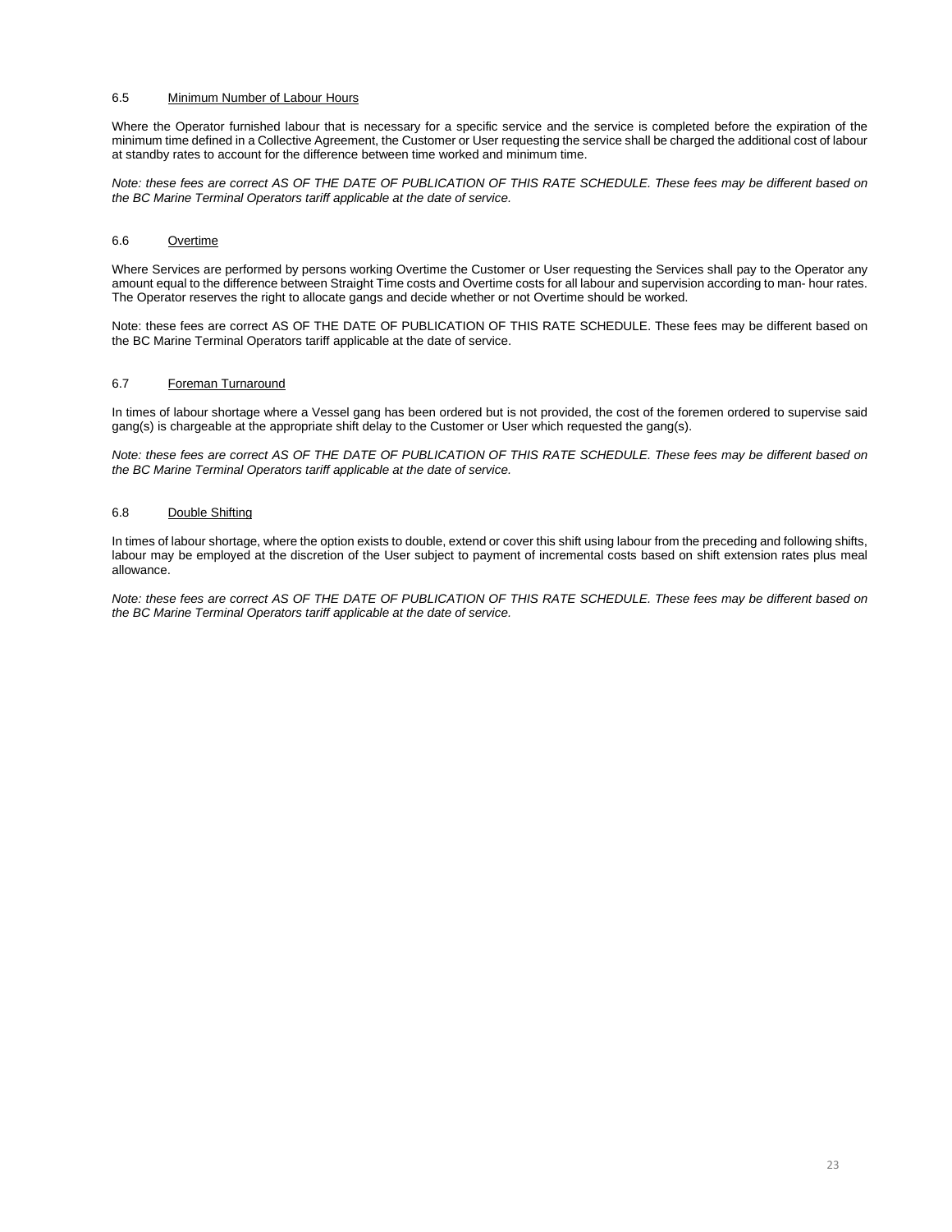### 6.5 Minimum Number of Labour Hours

Where the Operator furnished labour that is necessary for a specific service and the service is completed before the expiration of the minimum time defined in a Collective Agreement, the Customer or User requesting the service shall be charged the additional cost of labour at standby rates to account for the difference between time worked and minimum time.

*Note: these fees are correct AS OF THE DATE OF PUBLICATION OF THIS RATE SCHEDULE. These fees may be different based on the BC Marine Terminal Operators tariff applicable at the date of service.*

### 6.6 Overtime

Where Services are performed by persons working Overtime the Customer or User requesting the Services shall pay to the Operator any amount equal to the difference between Straight Time costs and Overtime costs for all labour and supervision according to man- hour rates. The Operator reserves the right to allocate gangs and decide whether or not Overtime should be worked.

Note: these fees are correct AS OF THE DATE OF PUBLICATION OF THIS RATE SCHEDULE. These fees may be different based on the BC Marine Terminal Operators tariff applicable at the date of service.

### 6.7 Foreman Turnaround

In times of labour shortage where a Vessel gang has been ordered but is not provided, the cost of the foremen ordered to supervise said gang(s) is chargeable at the appropriate shift delay to the Customer or User which requested the gang(s).

*Note: these fees are correct AS OF THE DATE OF PUBLICATION OF THIS RATE SCHEDULE. These fees may be different based on the BC Marine Terminal Operators tariff applicable at the date of service.*

### 6.8 Double Shifting

In times of labour shortage, where the option exists to double, extend or cover this shift using labour from the preceding and following shifts, labour may be employed at the discretion of the User subject to payment of incremental costs based on shift extension rates plus meal allowance.

*Note: these fees are correct AS OF THE DATE OF PUBLICATION OF THIS RATE SCHEDULE. These fees may be different based on the BC Marine Terminal Operators tariff applicable at the date of service.*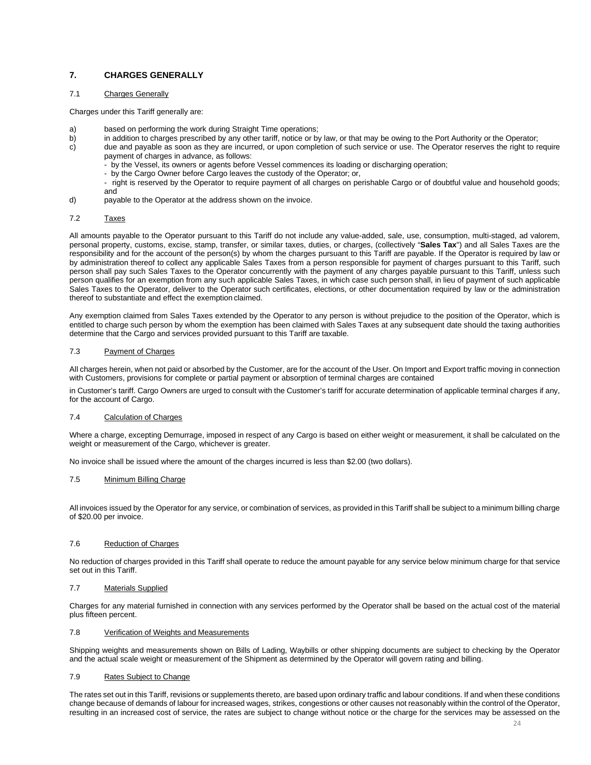## 7. CHARGES GENERALLY

### 7.1 Charges Generally

Charges under this Tariff generally are:

a) based on performing the work during Straight Time operations;

b) in addition to charges prescribed by any other tariff, notice or by law, or that may be owing to the Port Authority or the Operator;

c) due and payable as soon as they are incurred, or upon completion of such service or use. The Operator reserves the right to require payment of charges in advance, as follows:
   - by the Vessel, its owners or agents before Vessel commences its loading or discharging operation;
   - by the Cargo Owner before Cargo leaves the custody of the Operator; or,
   - right is reserved by the Operator to require payment of all charges on perishable Cargo or of doubtful value and household goods; and

d) payable to the Operator at the address shown on the invoice.

### 7.2 Taxes

All amounts payable to the Operator pursuant to this Tariff do not include any value-added, sale, use, consumption, multi-staged, ad valorem, personal property, customs, excise, stamp, transfer, or similar taxes, duties, or charges, (collectively "**Sales Tax**") and all Sales Taxes are the responsibility and for the account of the person(s) by whom the charges pursuant to this Tariff are payable. If the Operator is required by law or by administration thereof to collect any applicable Sales Taxes from a person responsible for payment of charges pursuant to this Tariff, such person shall pay such Sales Taxes to the Operator concurrently with the payment of any charges payable pursuant to this Tariff, unless such person qualifies for an exemption from any such applicable Sales Taxes, in which case such person shall, in lieu of payment of such applicable Sales Taxes to the Operator, deliver to the Operator such certificates, elections, or other documentation required by law or the administration thereof to substantiate and effect the exemption claimed.

Any exemption claimed from Sales Taxes extended by the Operator to any person is without prejudice to the position of the Operator, which is entitled to charge such person by whom the exemption has been claimed with Sales Taxes at any subsequent date should the taxing authorities determine that the Cargo and services provided pursuant to this Tariff are taxable.

### 7.3 Payment of Charges

All charges herein, when not paid or absorbed by the Customer, are for the account of the User. On Import and Export traffic moving in connection with Customers, provisions for complete or partial payment or absorption of terminal charges are contained in Customer's tariff. Cargo Owners are urged to consult with the Customer's tariff for accurate determination of applicable terminal charges if any, for the account of Cargo.

### 7.4 Calculation of Charges

Where a charge, excepting Demurrage, imposed in respect of any Cargo is based on either weight or measurement, it shall be calculated on the weight or measurement of the Cargo, whichever is greater.

No invoice shall be issued where the amount of the charges incurred is less than $2.00 (two dollars).

### 7.5 Minimum Billing Charge

All invoices issued by the Operator for any service, or combination of services, as provided in this Tariff shall be subject to a minimum billing charge of $20.00 per invoice.

### 7.6 Reduction of Charges

No reduction of charges provided in this Tariff shall operate to reduce the amount payable for any service below minimum charge for that service set out in this Tariff.

### 7.7 Materials Supplied

Charges for any material furnished in connection with any services performed by the Operator shall be based on the actual cost of the material plus fifteen percent.

### 7.8 Verification of Weights and Measurements

Shipping weights and measurements shown on Bills of Lading, Waybills or other shipping documents are subject to checking by the Operator and the actual scale weight or measurement of the Shipment as determined by the Operator will govern rating and billing.

### 7.9 Rates Subject to Change

The rates set out in this Tariff, revisions or supplements thereto, are based upon ordinary traffic and labour conditions. If and when these conditions change because of demands of labour for increased wages, strikes, congestions or other causes not reasonably within the control of the Operator, resulting in an increased cost of service, the rates are subject to change without notice or the charge for the services may be assessed on the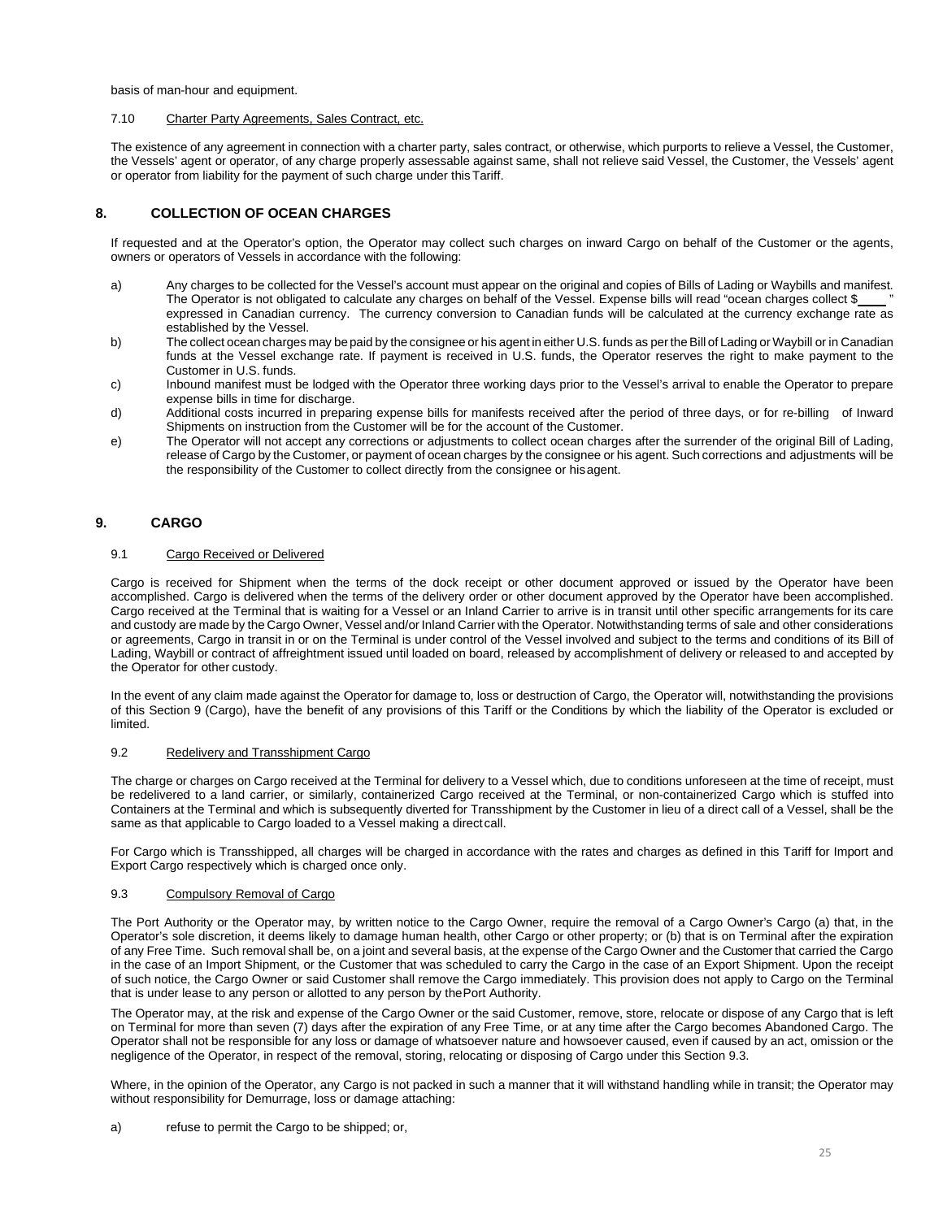basis of man-hour and equipment.

### 7.10 Charter Party Agreements, Sales Contract, etc.

The existence of any agreement in connection with a charter party, sales contract, or otherwise, which purports to relieve a Vessel, the Customer, the Vessels' agent or operator, of any charge properly assessable against same, shall not relieve said Vessel, the Customer, the Vessels' agent or operator from liability for the payment of such charge under this Tariff.

## 8. COLLECTION OF OCEAN CHARGES

If requested and at the Operator's option, the Operator may collect such charges on inward Cargo on behalf of the Customer or the agents, owners or operators of Vessels in accordance with the following:

a) Any charges to be collected for the Vessel's account must appear on the original and copies of Bills of Lading or Waybills and manifest. The Operator is not obligated to calculate any charges on behalf of the Vessel. Expense bills will read "ocean charges collect $____" expressed in Canadian currency. The currency conversion to Canadian funds will be calculated at the currency exchange rate as established by the Vessel.

b) The collect ocean charges may be paid by the consignee or his agent in either U.S. funds as per the Bill of Lading or Waybill or in Canadian funds at the Vessel exchange rate. If payment is received in U.S. funds, the Operator reserves the right to make payment to the Customer in U.S. funds.

c) Inbound manifest must be lodged with the Operator three working days prior to the Vessel's arrival to enable the Operator to prepare expense bills in time for discharge.

d) Additional costs incurred in preparing expense bills for manifests received after the period of three days, or for re-billing of Inward Shipments on instruction from the Customer will be for the account of the Customer.

e) The Operator will not accept any corrections or adjustments to collect ocean charges after the surrender of the original Bill of Lading, release of Cargo by the Customer, or payment of ocean charges by the consignee or his agent. Such corrections and adjustments will be the responsibility of the Customer to collect directly from the consignee or his agent.

## 9. CARGO

### 9.1 Cargo Received or Delivered

Cargo is received for Shipment when the terms of the dock receipt or other document approved or issued by the Operator have been accomplished. Cargo is delivered when the terms of the delivery order or other document approved by the Operator have been accomplished. Cargo received at the Terminal that is waiting for a Vessel or an Inland Carrier to arrive is in transit until other specific arrangements for its care and custody are made by the Cargo Owner, Vessel and/or Inland Carrier with the Operator. Notwithstanding terms of sale and other considerations or agreements, Cargo in transit in or on the Terminal is under control of the Vessel involved and subject to the terms and conditions of its Bill of Lading, Waybill or contract of affreightment issued until loaded on board, released by accomplishment of delivery or released to and accepted by the Operator for other custody.

In the event of any claim made against the Operator for damage to, loss or destruction of Cargo, the Operator will, notwithstanding the provisions of this Section 9 (Cargo), have the benefit of any provisions of this Tariff or the Conditions by which the liability of the Operator is excluded or limited.

### 9.2 Redelivery and Transshipment Cargo

The charge or charges on Cargo received at the Terminal for delivery to a Vessel which, due to conditions unforeseen at the time of receipt, must be redelivered to a land carrier, or similarly, containerized Cargo received at the Terminal, or non-containerized Cargo which is stuffed into Containers at the Terminal and which is subsequently diverted for Transshipment by the Customer in lieu of a direct call of a Vessel, shall be the same as that applicable to Cargo loaded to a Vessel making a direct call.

For Cargo which is Transshipped, all charges will be charged in accordance with the rates and charges as defined in this Tariff for Import and Export Cargo respectively which is charged once only.

### 9.3 Compulsory Removal of Cargo

The Port Authority or the Operator may, by written notice to the Cargo Owner, require the removal of a Cargo Owner's Cargo (a) that, in the Operator's sole discretion, it deems likely to damage human health, other Cargo or other property; or (b) that is on Terminal after the expiration of any Free Time. Such removal shall be, on a joint and several basis, at the expense of the Cargo Owner and the Customer that carried the Cargo in the case of an Import Shipment, or the Customer that was scheduled to carry the Cargo in the case of an Export Shipment. Upon the receipt of such notice, the Cargo Owner or said Customer shall remove the Cargo immediately. This provision does not apply to Cargo on the Terminal that is under lease to any person or allotted to any person by the Port Authority.

The Operator may, at the risk and expense of the Cargo Owner or the said Customer, remove, store, relocate or dispose of any Cargo that is left on Terminal for more than seven (7) days after the expiration of any Free Time, or at any time after the Cargo becomes Abandoned Cargo. The Operator shall not be responsible for any loss or damage of whatsoever nature and howsoever caused, even if caused by an act, omission or the negligence of the Operator, in respect of the removal, storing, relocating or disposing of Cargo under this Section 9.3.

Where, in the opinion of the Operator, any Cargo is not packed in such a manner that it will withstand handling while in transit; the Operator may without responsibility for Demurrage, loss or damage attaching:

a) refuse to permit the Cargo to be shipped; or,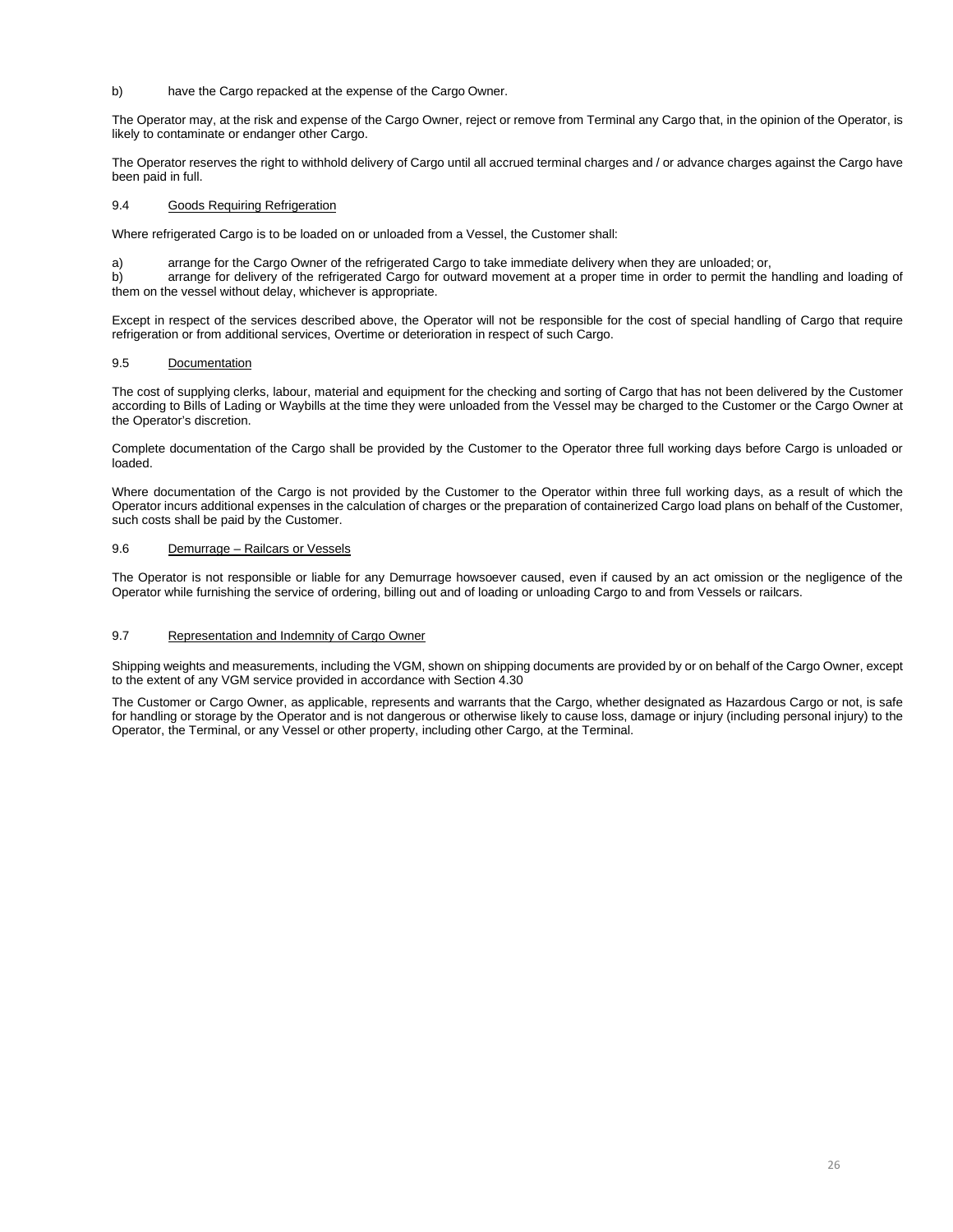b) have the Cargo repacked at the expense of the Cargo Owner.

The Operator may, at the risk and expense of the Cargo Owner, reject or remove from Terminal any Cargo that, in the opinion of the Operator, is likely to contaminate or endanger other Cargo.

The Operator reserves the right to withhold delivery of Cargo until all accrued terminal charges and / or advance charges against the Cargo have been paid in full.

### 9.4 Goods Requiring Refrigeration

Where refrigerated Cargo is to be loaded on or unloaded from a Vessel, the Customer shall:

a) arrange for the Cargo Owner of the refrigerated Cargo to take immediate delivery when they are unloaded; or,
b) arrange for delivery of the refrigerated Cargo for outward movement at a proper time in order to permit the handling and loading of them on the vessel without delay, whichever is appropriate.

Except in respect of the services described above, the Operator will not be responsible for the cost of special handling of Cargo that require refrigeration or from additional services, Overtime or deterioration in respect of such Cargo.

### 9.5 Documentation

The cost of supplying clerks, labour, material and equipment for the checking and sorting of Cargo that has not been delivered by the Customer according to Bills of Lading or Waybills at the time they were unloaded from the Vessel may be charged to the Customer or the Cargo Owner at the Operator's discretion.

Complete documentation of the Cargo shall be provided by the Customer to the Operator three full working days before Cargo is unloaded or loaded.

Where documentation of the Cargo is not provided by the Customer to the Operator within three full working days, as a result of which the Operator incurs additional expenses in the calculation of charges or the preparation of containerized Cargo load plans on behalf of the Customer, such costs shall be paid by the Customer.

### 9.6 Demurrage – Railcars or Vessels

The Operator is not responsible or liable for any Demurrage howsoever caused, even if caused by an act omission or the negligence of the Operator while furnishing the service of ordering, billing out and of loading or unloading Cargo to and from Vessels or railcars.

### 9.7 Representation and Indemnity of Cargo Owner

Shipping weights and measurements, including the VGM, shown on shipping documents are provided by or on behalf of the Cargo Owner, except to the extent of any VGM service provided in accordance with Section 4.30

The Customer or Cargo Owner, as applicable, represents and warrants that the Cargo, whether designated as Hazardous Cargo or not, is safe for handling or storage by the Operator and is not dangerous or otherwise likely to cause loss, damage or injury (including personal injury) to the Operator, the Terminal, or any Vessel or other property, including other Cargo, at the Terminal.